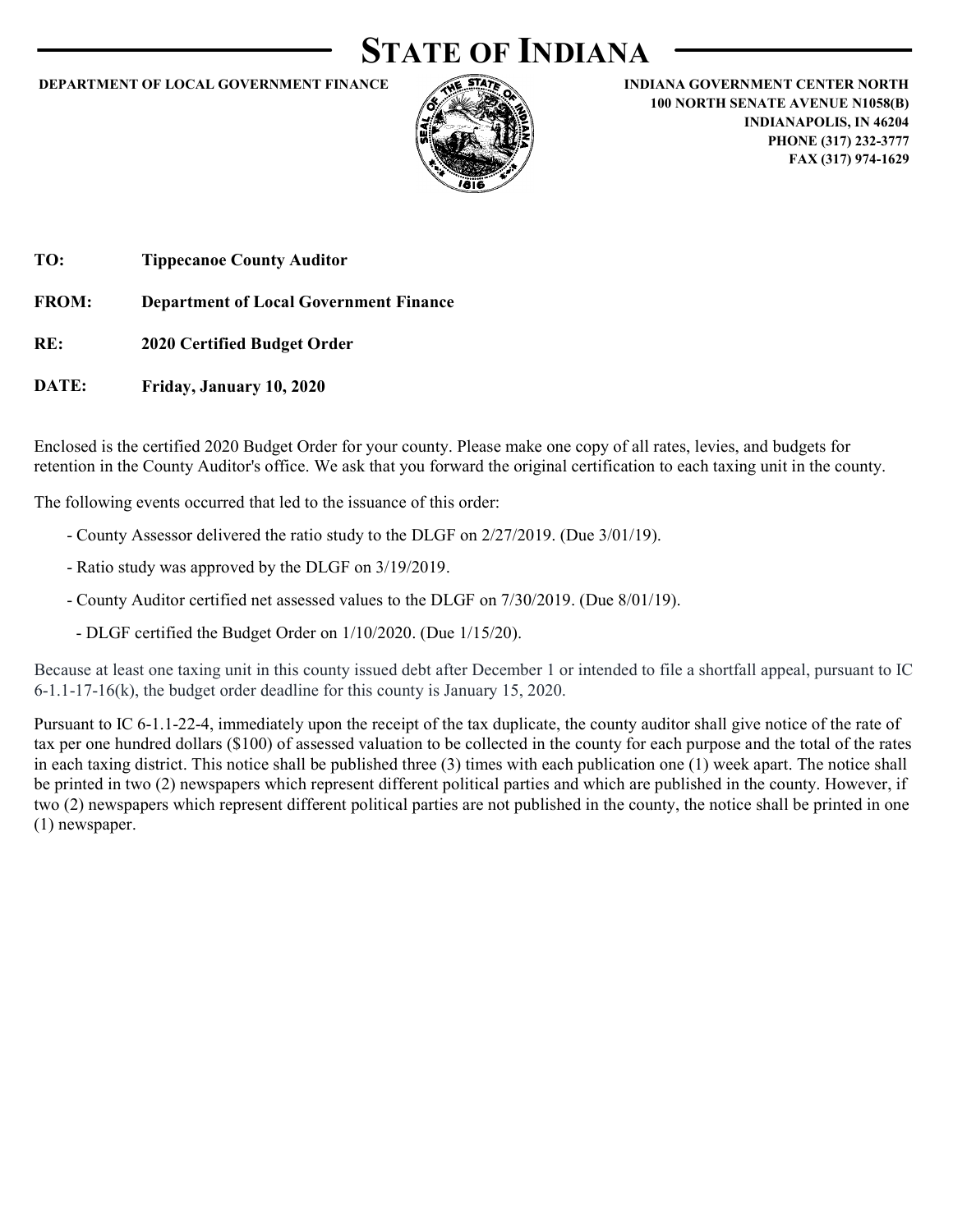# STATE OF INDIANA

**DEPARTMENT OF LOCAL GOVERNMENT FINANCE**

**INDIANA GOVERNMENT CENTER NORTH**
**100 NORTH SENATE AVENUE N1058(B)**
**INDIANAPOLIS, IN 46204**
**PHONE (317) 232-3777**
**FAX (317) 974-1629**

**TO:** **Tippecanoe County Auditor**

**FROM:** **Department of Local Government Finance**

**RE:** **2020 Certified Budget Order**

**DATE:** **Friday, January 10, 2020**

Enclosed is the certified 2020 Budget Order for your county. Please make one copy of all rates, levies, and budgets for retention in the County Auditor's office. We ask that you forward the original certification to each taxing unit in the county.

The following events occurred that led to the issuance of this order:

- County Assessor delivered the ratio study to the DLGF on 2/27/2019. (Due 3/01/19).
- Ratio study was approved by the DLGF on 3/19/2019.
- County Auditor certified net assessed values to the DLGF on 7/30/2019. (Due 8/01/19).
- DLGF certified the Budget Order on 1/10/2020. (Due 1/15/20).

Because at least one taxing unit in this county issued debt after December 1 or intended to file a shortfall appeal, pursuant to IC 6-1.1-17-16(k), the budget order deadline for this county is January 15, 2020.

Pursuant to IC 6-1.1-22-4, immediately upon the receipt of the tax duplicate, the county auditor shall give notice of the rate of tax per one hundred dollars ($100) of assessed valuation to be collected in the county for each purpose and the total of the rates in each taxing district. This notice shall be published three (3) times with each publication one (1) week apart. The notice shall be printed in two (2) newspapers which represent different political parties and which are published in the county. However, if two (2) newspapers which represent different political parties are not published in the county, the notice shall be printed in one (1) newspaper.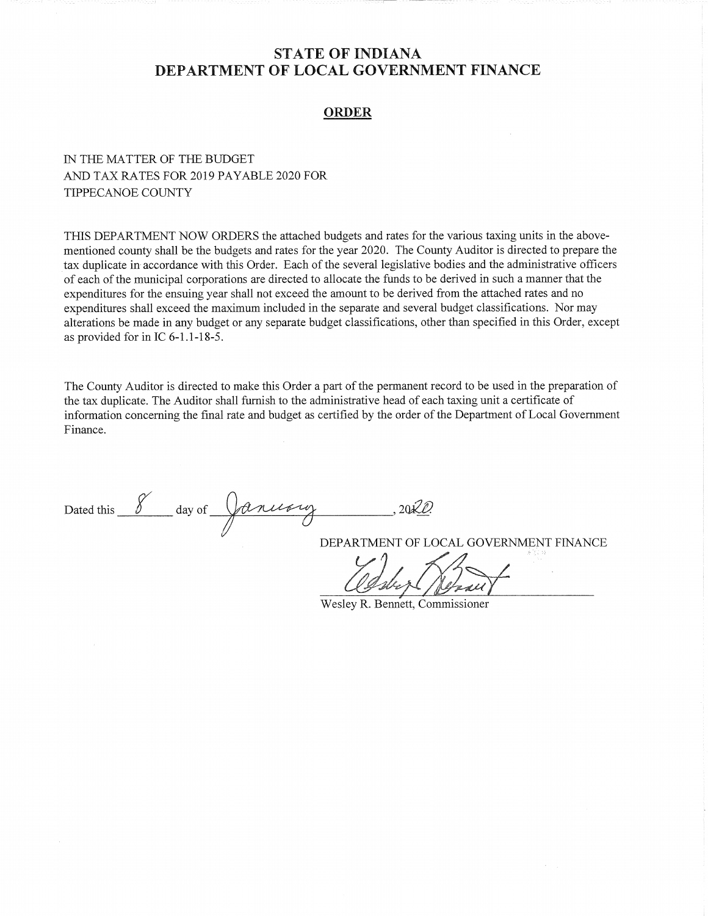# STATE OF INDIANA
# DEPARTMENT OF LOCAL GOVERNMENT FINANCE

## ORDER

IN THE MATTER OF THE BUDGET
AND TAX RATES FOR 2019 PAYABLE 2020 FOR
TIPPECANOE COUNTY

THIS DEPARTMENT NOW ORDERS the attached budgets and rates for the various taxing units in the above-mentioned county shall be the budgets and rates for the year 2020. The County Auditor is directed to prepare the tax duplicate in accordance with this Order. Each of the several legislative bodies and the administrative officers of each of the municipal corporations are directed to allocate the funds to be derived in such a manner that the expenditures for the ensuing year shall not exceed the amount to be derived from the attached rates and no expenditures shall exceed the maximum included in the separate and several budget classifications. Nor may alterations be made in any budget or any separate budget classifications, other than specified in this Order, except as provided for in IC 6-1.1-18-5.

The County Auditor is directed to make this Order a part of the permanent record to be used in the preparation of the tax duplicate. The Auditor shall furnish to the administrative head of each taxing unit a certificate of information concerning the final rate and budget as certified by the order of the Department of Local Government Finance.

Dated this 8 day of January, 2020.

DEPARTMENT OF LOCAL GOVERNMENT FINANCE

Wesley R. Bennett, Commissioner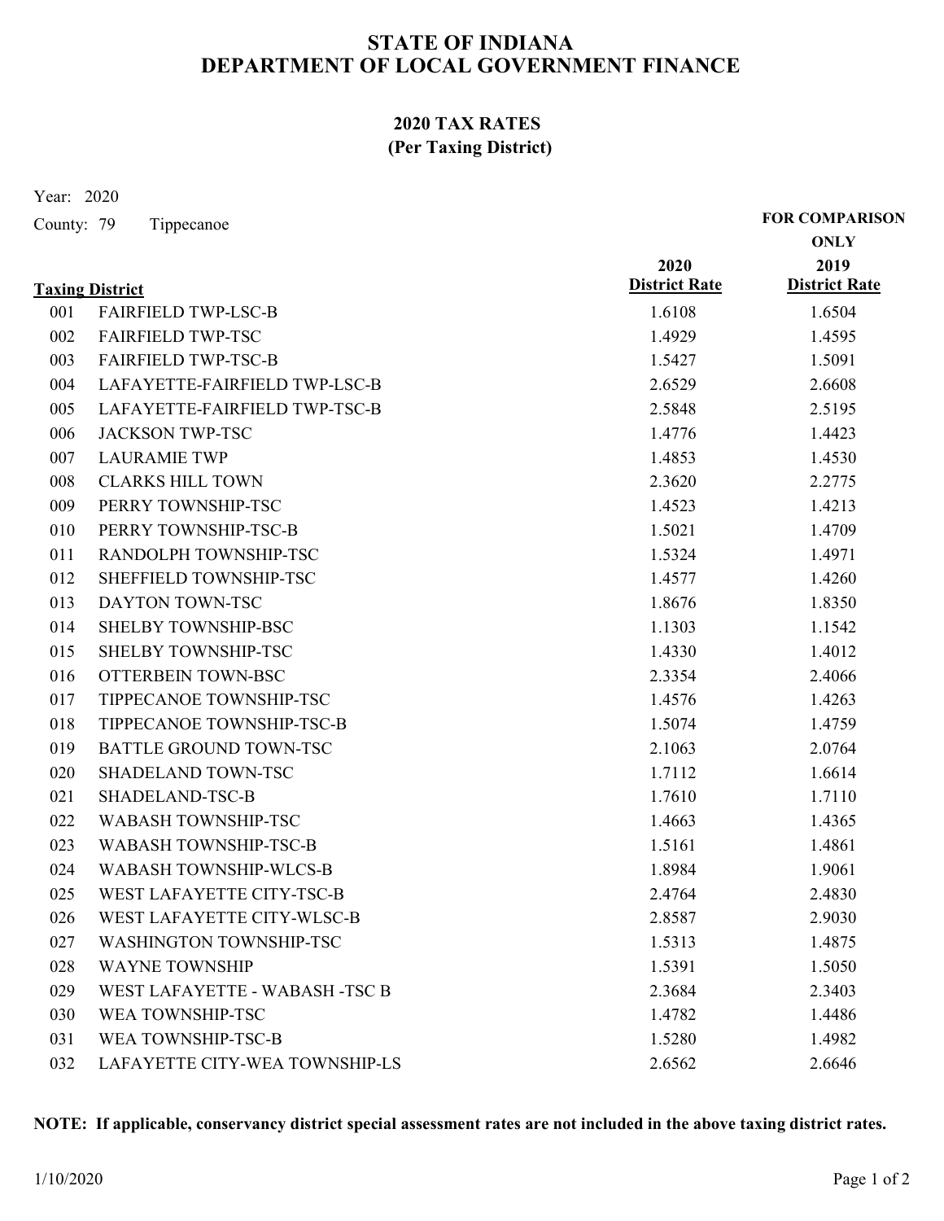# STATE OF INDIANA
# DEPARTMENT OF LOCAL GOVERNMENT FINANCE

## 2020 TAX RATES
## (Per Taxing District)

Year: 2020

County: 79 Tippecanoe

| Taxing District | | 2020 District Rate | FOR COMPARISON ONLY 2019 District Rate |
|---|---|---|---|
| 001 | FAIRFIELD TWP-LSC-B | 1.6108 | 1.6504 |
| 002 | FAIRFIELD TWP-TSC | 1.4929 | 1.4595 |
| 003 | FAIRFIELD TWP-TSC-B | 1.5427 | 1.5091 |
| 004 | LAFAYETTE-FAIRFIELD TWP-LSC-B | 2.6529 | 2.6608 |
| 005 | LAFAYETTE-FAIRFIELD TWP-TSC-B | 2.5848 | 2.5195 |
| 006 | JACKSON TWP-TSC | 1.4776 | 1.4423 |
| 007 | LAURAMIE TWP | 1.4853 | 1.4530 |
| 008 | CLARKS HILL TOWN | 2.3620 | 2.2775 |
| 009 | PERRY TOWNSHIP-TSC | 1.4523 | 1.4213 |
| 010 | PERRY TOWNSHIP-TSC-B | 1.5021 | 1.4709 |
| 011 | RANDOLPH TOWNSHIP-TSC | 1.5324 | 1.4971 |
| 012 | SHEFFIELD TOWNSHIP-TSC | 1.4577 | 1.4260 |
| 013 | DAYTON TOWN-TSC | 1.8676 | 1.8350 |
| 014 | SHELBY TOWNSHIP-BSC | 1.1303 | 1.1542 |
| 015 | SHELBY TOWNSHIP-TSC | 1.4330 | 1.4012 |
| 016 | OTTERBEIN TOWN-BSC | 2.3354 | 2.4066 |
| 017 | TIPPECANOE TOWNSHIP-TSC | 1.4576 | 1.4263 |
| 018 | TIPPECANOE TOWNSHIP-TSC-B | 1.5074 | 1.4759 |
| 019 | BATTLE GROUND TOWN-TSC | 2.1063 | 2.0764 |
| 020 | SHADELAND TOWN-TSC | 1.7112 | 1.6614 |
| 021 | SHADELAND-TSC-B | 1.7610 | 1.7110 |
| 022 | WABASH TOWNSHIP-TSC | 1.4663 | 1.4365 |
| 023 | WABASH TOWNSHIP-TSC-B | 1.5161 | 1.4861 |
| 024 | WABASH TOWNSHIP-WLCS-B | 1.8984 | 1.9061 |
| 025 | WEST LAFAYETTE CITY-TSC-B | 2.4764 | 2.4830 |
| 026 | WEST LAFAYETTE CITY-WLSC-B | 2.8587 | 2.9030 |
| 027 | WASHINGTON TOWNSHIP-TSC | 1.5313 | 1.4875 |
| 028 | WAYNE TOWNSHIP | 1.5391 | 1.5050 |
| 029 | WEST LAFAYETTE - WABASH -TSC B | 2.3684 | 2.3403 |
| 030 | WEA TOWNSHIP-TSC | 1.4782 | 1.4486 |
| 031 | WEA TOWNSHIP-TSC-B | 1.5280 | 1.4982 |
| 032 | LAFAYETTE CITY-WEA TOWNSHIP-LS | 2.6562 | 2.6646 |

**NOTE: If applicable, conservancy district special assessment rates are not included in the above taxing district rates.**

1/10/2020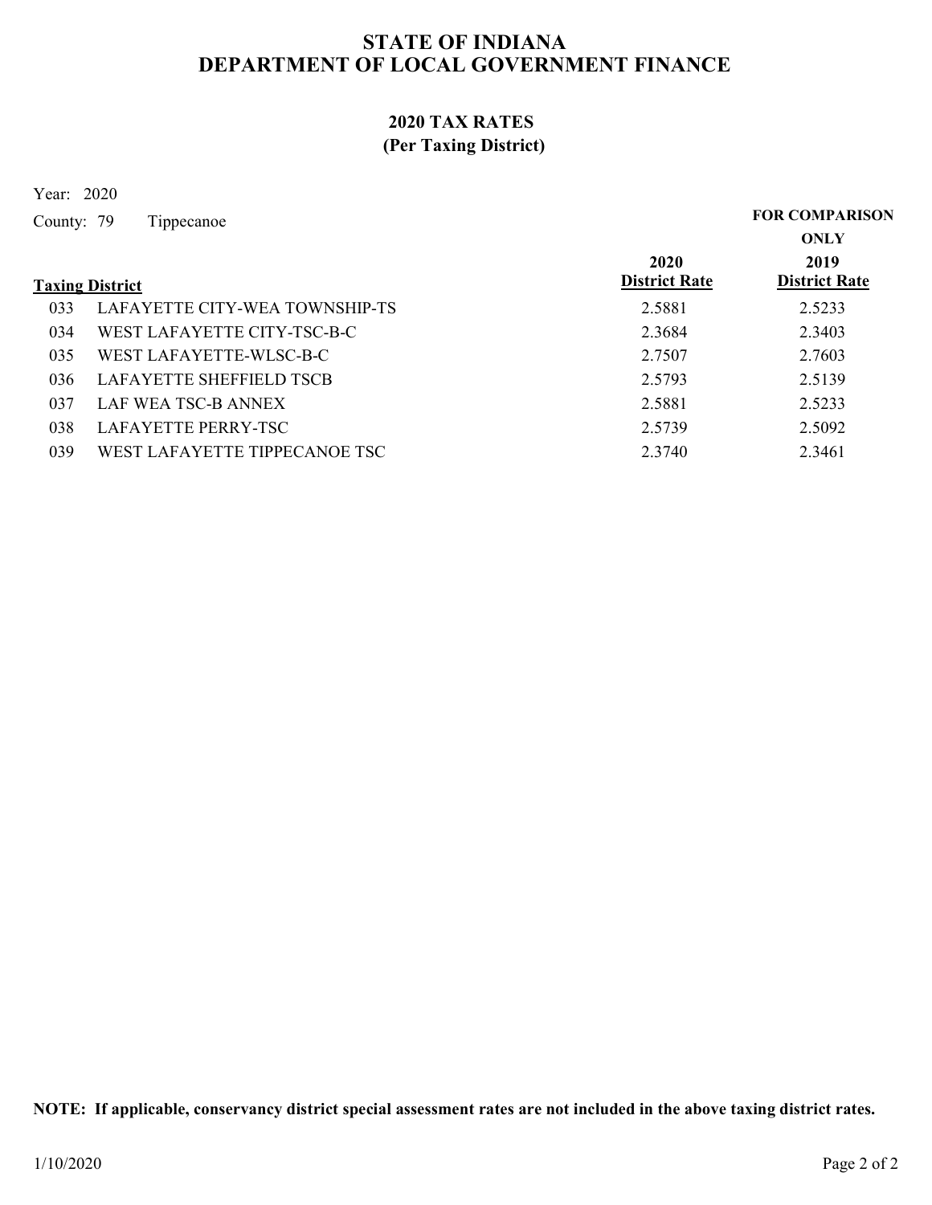# STATE OF INDIANA
# DEPARTMENT OF LOCAL GOVERNMENT FINANCE

## 2020 TAX RATES
## (Per Taxing District)

Year: 2020

County: 79 Tippecanoe

| Taxing District | | 2020 District Rate | FOR COMPARISON ONLY 2019 District Rate |
|---|---|---|---|
| 033 | LAFAYETTE CITY-WEA TOWNSHIP-TS | 2.5881 | 2.5233 |
| 034 | WEST LAFAYETTE CITY-TSC-B-C | 2.3684 | 2.3403 |
| 035 | WEST LAFAYETTE-WLSC-B-C | 2.7507 | 2.7603 |
| 036 | LAFAYETTE SHEFFIELD TSCB | 2.5793 | 2.5139 |
| 037 | LAF WEA TSC-B ANNEX | 2.5881 | 2.5233 |
| 038 | LAFAYETTE PERRY-TSC | 2.5739 | 2.5092 |
| 039 | WEST LAFAYETTE TIPPECANOE TSC | 2.3740 | 2.3461 |

**NOTE: If applicable, conservancy district special assessment rates are not included in the above taxing district rates.**

1/10/2020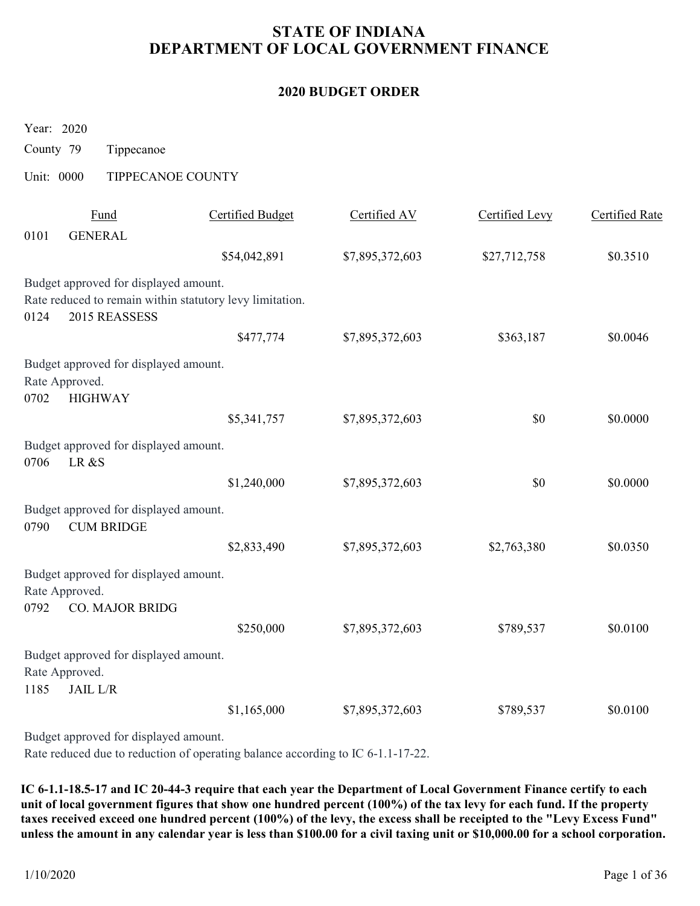# STATE OF INDIANA
# DEPARTMENT OF LOCAL GOVERNMENT FINANCE

## 2020 BUDGET ORDER

Year: 2020

County 79 Tippecanoe

Unit: 0000 TIPPECANOE COUNTY

| Fund | | Certified Budget | Certified AV | Certified Levy | Certified Rate |
|---|---|---|---|---|---|
| 0101 | GENERAL | | | | |
| | | $54,042,891 | $7,895,372,603 | $27,712,758 | $0.3510 |

Budget approved for displayed amount.
Rate reduced to remain within statutory levy limitation.

| Fund | | Certified Budget | Certified AV | Certified Levy | Certified Rate |
|---|---|---|---|---|---|
| 0124 | 2015 REASSESS | | | | |
| | | $477,774 | $7,895,372,603 | $363,187 | $0.0046 |

Budget approved for displayed amount.
Rate Approved.

| Fund | | Certified Budget | Certified AV | Certified Levy | Certified Rate |
|---|---|---|---|---|---|
| 0702 | HIGHWAY | | | | |
| | | $5,341,757 | $7,895,372,603 | $0 | $0.0000 |

Budget approved for displayed amount.

| Fund | | Certified Budget | Certified AV | Certified Levy | Certified Rate |
|---|---|---|---|---|---|
| 0706 | LR &S | | | | |
| | | $1,240,000 | $7,895,372,603 | $0 | $0.0000 |

Budget approved for displayed amount.

| Fund | | Certified Budget | Certified AV | Certified Levy | Certified Rate |
|---|---|---|---|---|---|
| 0790 | CUM BRIDGE | | | | |
| | | $2,833,490 | $7,895,372,603 | $2,763,380 | $0.0350 |

Budget approved for displayed amount.
Rate Approved.

| Fund | | Certified Budget | Certified AV | Certified Levy | Certified Rate |
|---|---|---|---|---|---|
| 0792 | CO. MAJOR BRIDG | | | | |
| | | $250,000 | $7,895,372,603 | $789,537 | $0.0100 |

Budget approved for displayed amount.
Rate Approved.

| Fund | | Certified Budget | Certified AV | Certified Levy | Certified Rate |
|---|---|---|---|---|---|
| 1185 | JAIL L/R | | | | |
| | | $1,165,000 | $7,895,372,603 | $789,537 | $0.0100 |

Budget approved for displayed amount.
Rate reduced due to reduction of operating balance according to IC 6-1.1-17-22.

**IC 6-1.1-18.5-17 and IC 20-44-3 require that each year the Department of Local Government Finance certify to each unit of local government figures that show one hundred percent (100%) of the tax levy for each fund. If the property taxes received exceed one hundred percent (100%) of the levy, the excess shall be receipted to the "Levy Excess Fund" unless the amount in any calendar year is less than $100.00 for a civil taxing unit or $10,000.00 for a school corporation.**

1/10/2020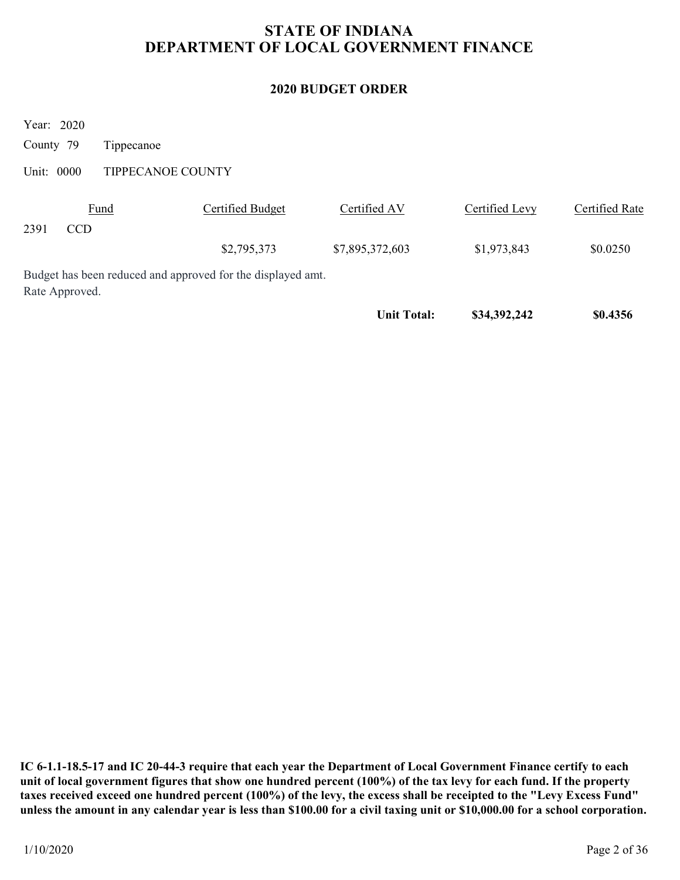# STATE OF INDIANA
# DEPARTMENT OF LOCAL GOVERNMENT FINANCE

## 2020 BUDGET ORDER

Year: 2020

County 79 Tippecanoe

Unit: 0000 TIPPECANOE COUNTY

| Fund | | Certified Budget | Certified AV | Certified Levy | Certified Rate |
|---|---|---|---|---|---|
| 2391 | CCD | | | | |
| | | $2,795,373 | $7,895,372,603 | $1,973,843 | $0.0250 |

Budget has been reduced and approved for the displayed amt.
Rate Approved.

| | | | Unit Total: | $34,392,242 | $0.4356 |
|---|---|---|---|---|---|

**IC 6-1.1-18.5-17 and IC 20-44-3 require that each year the Department of Local Government Finance certify to each unit of local government figures that show one hundred percent (100%) of the tax levy for each fund. If the property taxes received exceed one hundred percent (100%) of the levy, the excess shall be receipted to the "Levy Excess Fund" unless the amount in any calendar year is less than $100.00 for a civil taxing unit or $10,000.00 for a school corporation.**

1/10/2020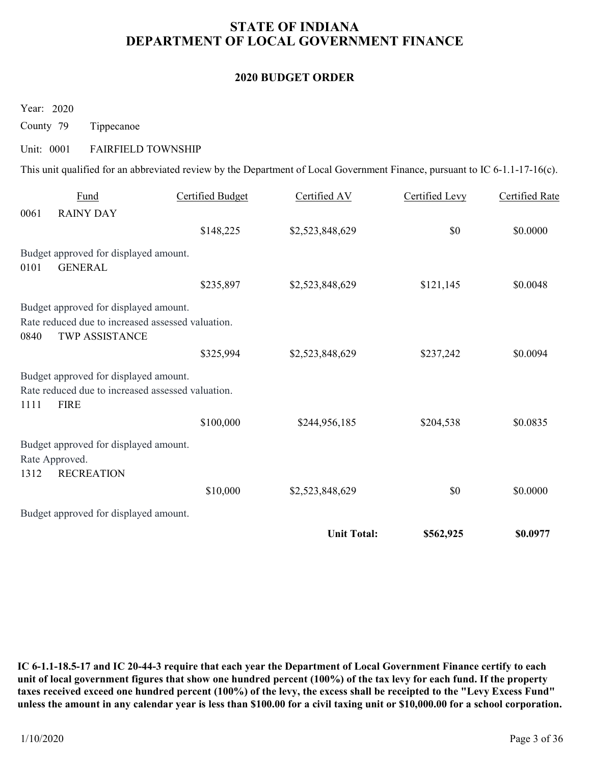# STATE OF INDIANA
# DEPARTMENT OF LOCAL GOVERNMENT FINANCE

## 2020 BUDGET ORDER

Year: 2020

County 79 Tippecanoe

Unit: 0001 FAIRFIELD TOWNSHIP

This unit qualified for an abbreviated review by the Department of Local Government Finance, pursuant to IC 6-1.1-17-16(c).

| Fund | | Certified Budget | Certified AV | Certified Levy | Certified Rate |
|---|---|---|---|---|---|
| 0061 | RAINY DAY | | | | |
| | | $148,225 | $2,523,848,629 | $0 | $0.0000 |
| Budget approved for displayed amount. | | | | | |
| 0101 | GENERAL | | | | |
| | | $235,897 | $2,523,848,629 | $121,145 | $0.0048 |
| Budget approved for displayed amount. Rate reduced due to increased assessed valuation. | | | | | |
| 0840 | TWP ASSISTANCE | | | | |
| | | $325,994 | $2,523,848,629 | $237,242 | $0.0094 |
| Budget approved for displayed amount. Rate reduced due to increased assessed valuation. | | | | | |
| 1111 | FIRE | | | | |
| | | $100,000 | $244,956,185 | $204,538 | $0.0835 |
| Budget approved for displayed amount. Rate Approved. | | | | | |
| 1312 | RECREATION | | | | |
| | | $10,000 | $2,523,848,629 | $0 | $0.0000 |
| Budget approved for displayed amount. | | | | | |
| | | | **Unit Total:** | **$562,925** | **$0.0977** |

**IC 6-1.1-18.5-17 and IC 20-44-3 require that each year the Department of Local Government Finance certify to each unit of local government figures that show one hundred percent (100%) of the tax levy for each fund. If the property taxes received exceed one hundred percent (100%) of the levy, the excess shall be receipted to the "Levy Excess Fund" unless the amount in any calendar year is less than $100.00 for a civil taxing unit or $10,000.00 for a school corporation.**

1/10/2020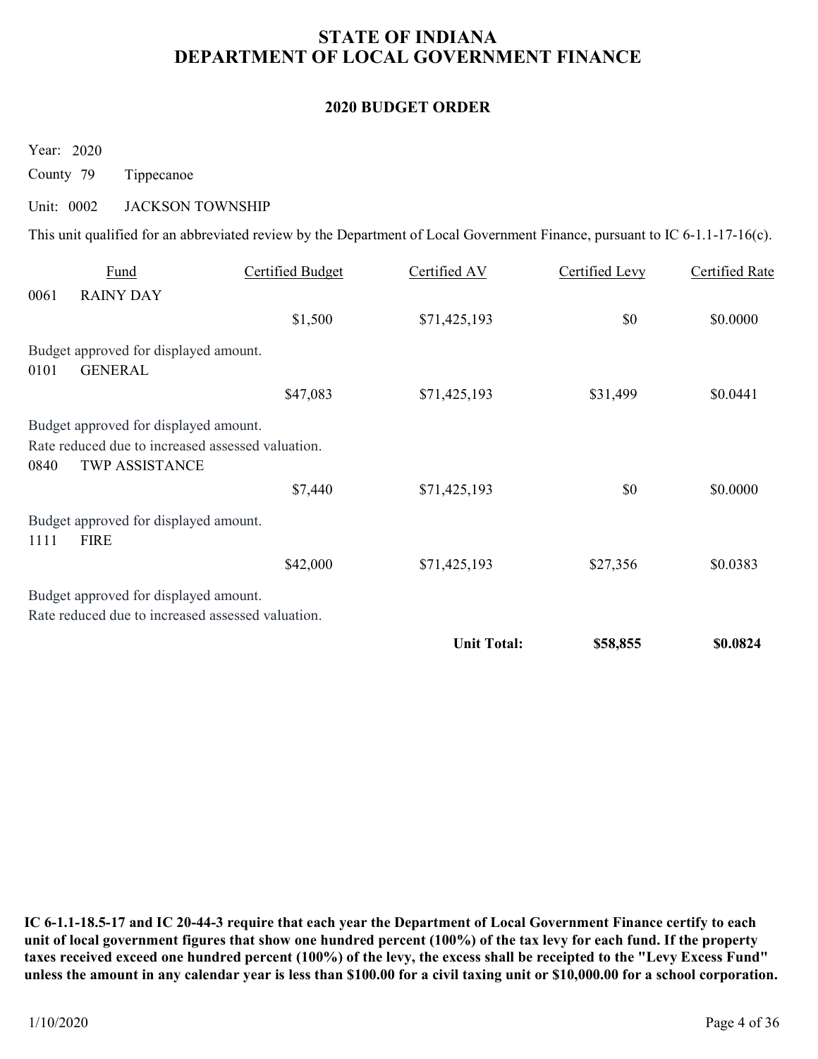# STATE OF INDIANA
# DEPARTMENT OF LOCAL GOVERNMENT FINANCE

## 2020 BUDGET ORDER

Year: 2020

County 79 Tippecanoe

Unit: 0002 JACKSON TOWNSHIP

This unit qualified for an abbreviated review by the Department of Local Government Finance, pursuant to IC 6-1.1-17-16(c).

| Fund | | Certified Budget | Certified AV | Certified Levy | Certified Rate |
|---|---|---|---|---|---|
| 0061 | RAINY DAY | | | | |
| | | $1,500 | $71,425,193 | $0 | $0.0000 |
| Budget approved for displayed amount. | | | | | |
| 0101 | GENERAL | | | | |
| | | $47,083 | $71,425,193 | $31,499 | $0.0441 |
| Budget approved for displayed amount. Rate reduced due to increased assessed valuation. | | | | | |
| 0840 | TWP ASSISTANCE | | | | |
| | | $7,440 | $71,425,193 | $0 | $0.0000 |
| Budget approved for displayed amount. | | | | | |
| 1111 | FIRE | | | | |
| | | $42,000 | $71,425,193 | $27,356 | $0.0383 |
| Budget approved for displayed amount. Rate reduced due to increased assessed valuation. | | | | | |
| | | | **Unit Total:** | **$58,855** | **$0.0824** |

**IC 6-1.1-18.5-17 and IC 20-44-3 require that each year the Department of Local Government Finance certify to each unit of local government figures that show one hundred percent (100%) of the tax levy for each fund. If the property taxes received exceed one hundred percent (100%) of the levy, the excess shall be receipted to the "Levy Excess Fund" unless the amount in any calendar year is less than $100.00 for a civil taxing unit or $10,000.00 for a school corporation.**

1/10/2020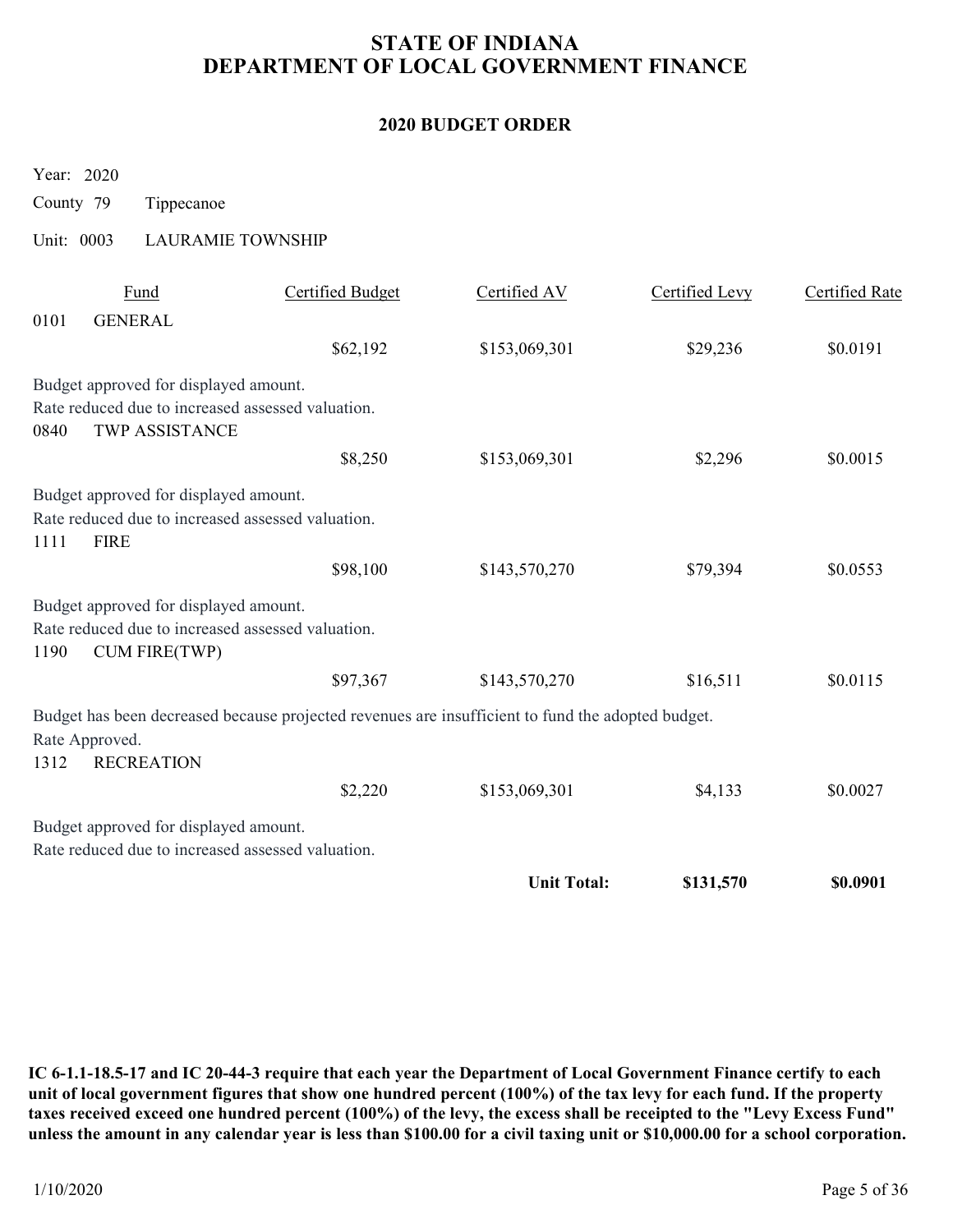# STATE OF INDIANA
# DEPARTMENT OF LOCAL GOVERNMENT FINANCE

## 2020 BUDGET ORDER

Year: 2020

County 79 Tippecanoe

Unit: 0003 LAURAMIE TOWNSHIP

| Fund | | Certified Budget | Certified AV | Certified Levy | Certified Rate |
|---|---|---|---|---|---|
| 0101 | GENERAL | | | | |
| | | $62,192 | $153,069,301 | $29,236 | $0.0191 |

Budget approved for displayed amount.
Rate reduced due to increased assessed valuation.

| Fund | | Certified Budget | Certified AV | Certified Levy | Certified Rate |
|---|---|---|---|---|---|
| 0840 | TWP ASSISTANCE | | | | |
| | | $8,250 | $153,069,301 | $2,296 | $0.0015 |

Budget approved for displayed amount.
Rate reduced due to increased assessed valuation.

| Fund | | Certified Budget | Certified AV | Certified Levy | Certified Rate |
|---|---|---|---|---|---|
| 1111 | FIRE | | | | |
| | | $98,100 | $143,570,270 | $79,394 | $0.0553 |

Budget approved for displayed amount.
Rate reduced due to increased assessed valuation.

| Fund | | Certified Budget | Certified AV | Certified Levy | Certified Rate |
|---|---|---|---|---|---|
| 1190 | CUM FIRE(TWP) | | | | |
| | | $97,367 | $143,570,270 | $16,511 | $0.0115 |

Budget has been decreased because projected revenues are insufficient to fund the adopted budget.
Rate Approved.

| Fund | | Certified Budget | Certified AV | Certified Levy | Certified Rate |
|---|---|---|---|---|---|
| 1312 | RECREATION | | | | |
| | | $2,220 | $153,069,301 | $4,133 | $0.0027 |

Budget approved for displayed amount.
Rate reduced due to increased assessed valuation.

| | | | | Certified Levy | Certified Rate |
|---|---|---|---|---|---|
| | | | **Unit Total:** | **$131,570** | **$0.0901** |

**IC 6-1.1-18.5-17 and IC 20-44-3 require that each year the Department of Local Government Finance certify to each unit of local government figures that show one hundred percent (100%) of the tax levy for each fund. If the property taxes received exceed one hundred percent (100%) of the levy, the excess shall be receipted to the "Levy Excess Fund" unless the amount in any calendar year is less than $100.00 for a civil taxing unit or $10,000.00 for a school corporation.**

1/10/2020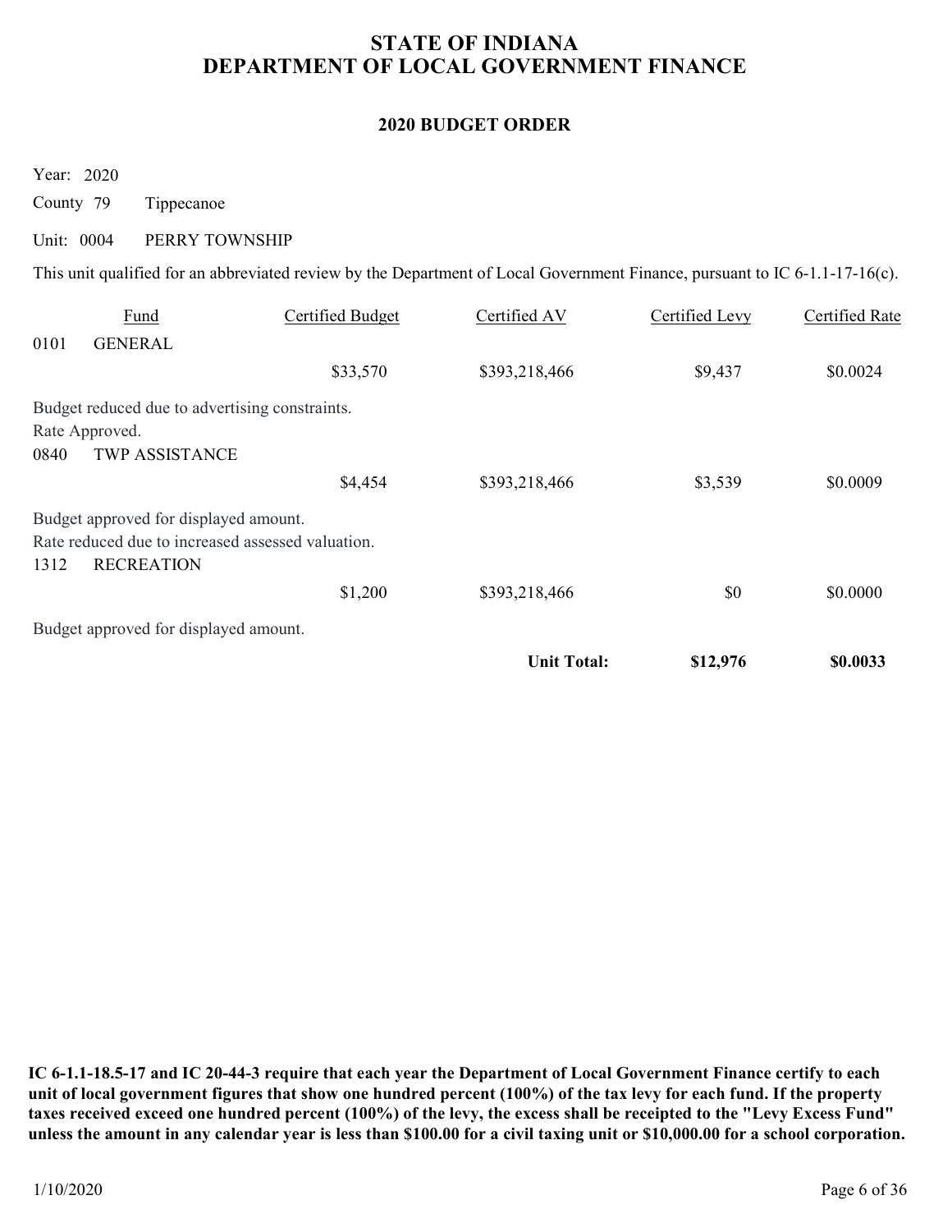# STATE OF INDIANA
# DEPARTMENT OF LOCAL GOVERNMENT FINANCE

## 2020 BUDGET ORDER

Year: 2020

County 79 Tippecanoe

Unit: 0004 PERRY TOWNSHIP

This unit qualified for an abbreviated review by the Department of Local Government Finance, pursuant to IC 6-1.1-17-16(c).

| Fund | Certified Budget | Certified AV | Certified Levy | Certified Rate |
|---|---|---|---|---|
| 0101 GENERAL | | | | |
| | $33,570 | $393,218,466 | $9,437 | $0.0024 |
| Budget reduced due to advertising constraints. Rate Approved. | | | | |
| 0840 TWP ASSISTANCE | | | | |
| | $4,454 | $393,218,466 | $3,539 | $0.0009 |
| Budget approved for displayed amount. Rate reduced due to increased assessed valuation. | | | | |
| 1312 RECREATION | | | | |
| | $1,200 | $393,218,466 | $0 | $0.0000 |
| Budget approved for displayed amount. | | | | |
| | | **Unit Total:** | **$12,976** | **$0.0033** |

**IC 6-1.1-18.5-17 and IC 20-44-3 require that each year the Department of Local Government Finance certify to each unit of local government figures that show one hundred percent (100%) of the tax levy for each fund. If the property taxes received exceed one hundred percent (100%) of the levy, the excess shall be receipted to the "Levy Excess Fund" unless the amount in any calendar year is less than $100.00 for a civil taxing unit or $10,000.00 for a school corporation.**

1/10/2020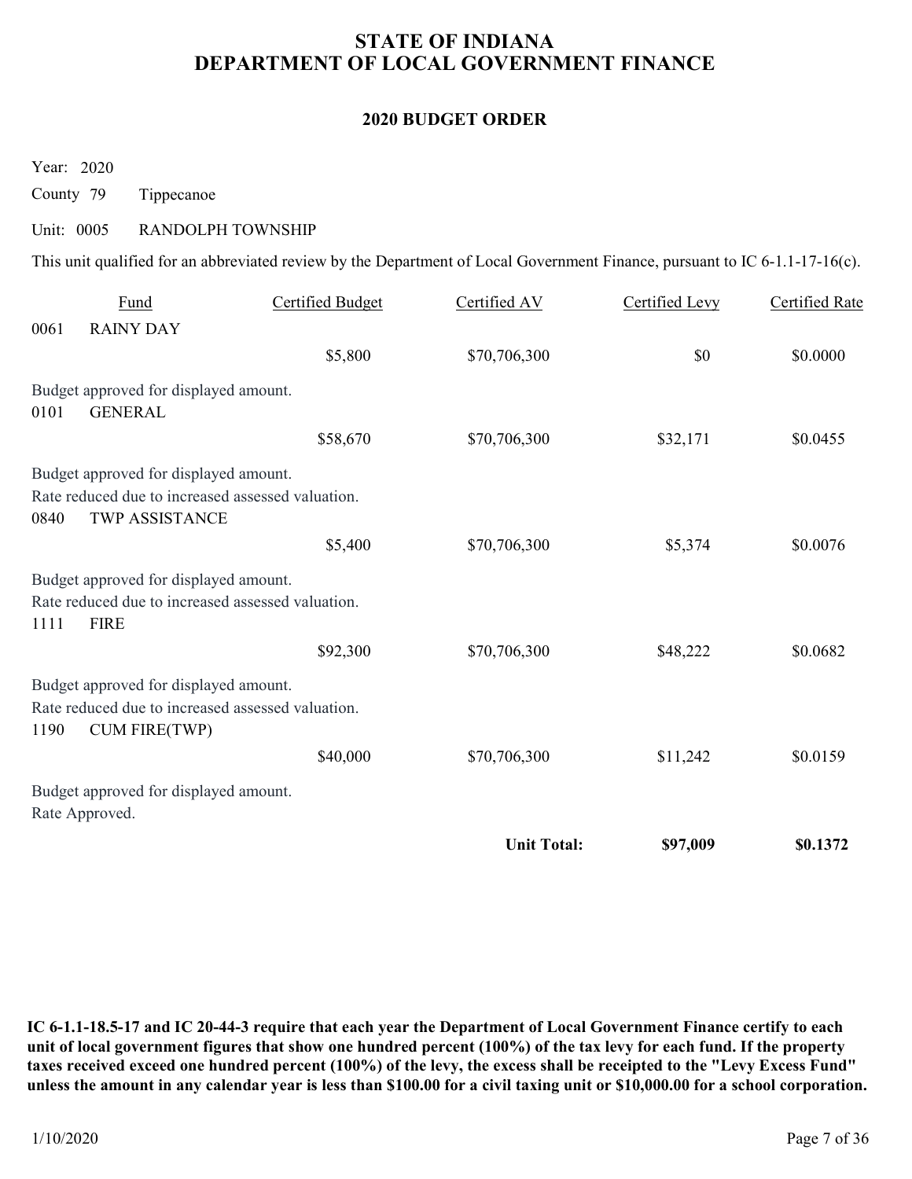# STATE OF INDIANA
# DEPARTMENT OF LOCAL GOVERNMENT FINANCE

## 2020 BUDGET ORDER

Year: 2020

County 79 Tippecanoe

Unit: 0005 RANDOLPH TOWNSHIP

This unit qualified for an abbreviated review by the Department of Local Government Finance, pursuant to IC 6-1.1-17-16(c).

| Fund | | Certified Budget | Certified AV | Certified Levy | Certified Rate |
|---|---|---|---|---|---|
| 0061 | RAINY DAY | | | | |
| | | $5,800 | $70,706,300 | $0 | $0.0000 |
| Budget approved for displayed amount. | | | | | |
| 0101 | GENERAL | | | | |
| | | $58,670 | $70,706,300 | $32,171 | $0.0455 |
| Budget approved for displayed amount. Rate reduced due to increased assessed valuation. | | | | | |
| 0840 | TWP ASSISTANCE | | | | |
| | | $5,400 | $70,706,300 | $5,374 | $0.0076 |
| Budget approved for displayed amount. Rate reduced due to increased assessed valuation. | | | | | |
| 1111 | FIRE | | | | |
| | | $92,300 | $70,706,300 | $48,222 | $0.0682 |
| Budget approved for displayed amount. Rate reduced due to increased assessed valuation. | | | | | |
| 1190 | CUM FIRE(TWP) | | | | |
| | | $40,000 | $70,706,300 | $11,242 | $0.0159 |
| Budget approved for displayed amount. Rate Approved. | | | | | |
| | | | **Unit Total:** | **$97,009** | **$0.1372** |

**IC 6-1.1-18.5-17 and IC 20-44-3 require that each year the Department of Local Government Finance certify to each unit of local government figures that show one hundred percent (100%) of the tax levy for each fund. If the property taxes received exceed one hundred percent (100%) of the levy, the excess shall be receipted to the "Levy Excess Fund" unless the amount in any calendar year is less than $100.00 for a civil taxing unit or $10,000.00 for a school corporation.**

1/10/2020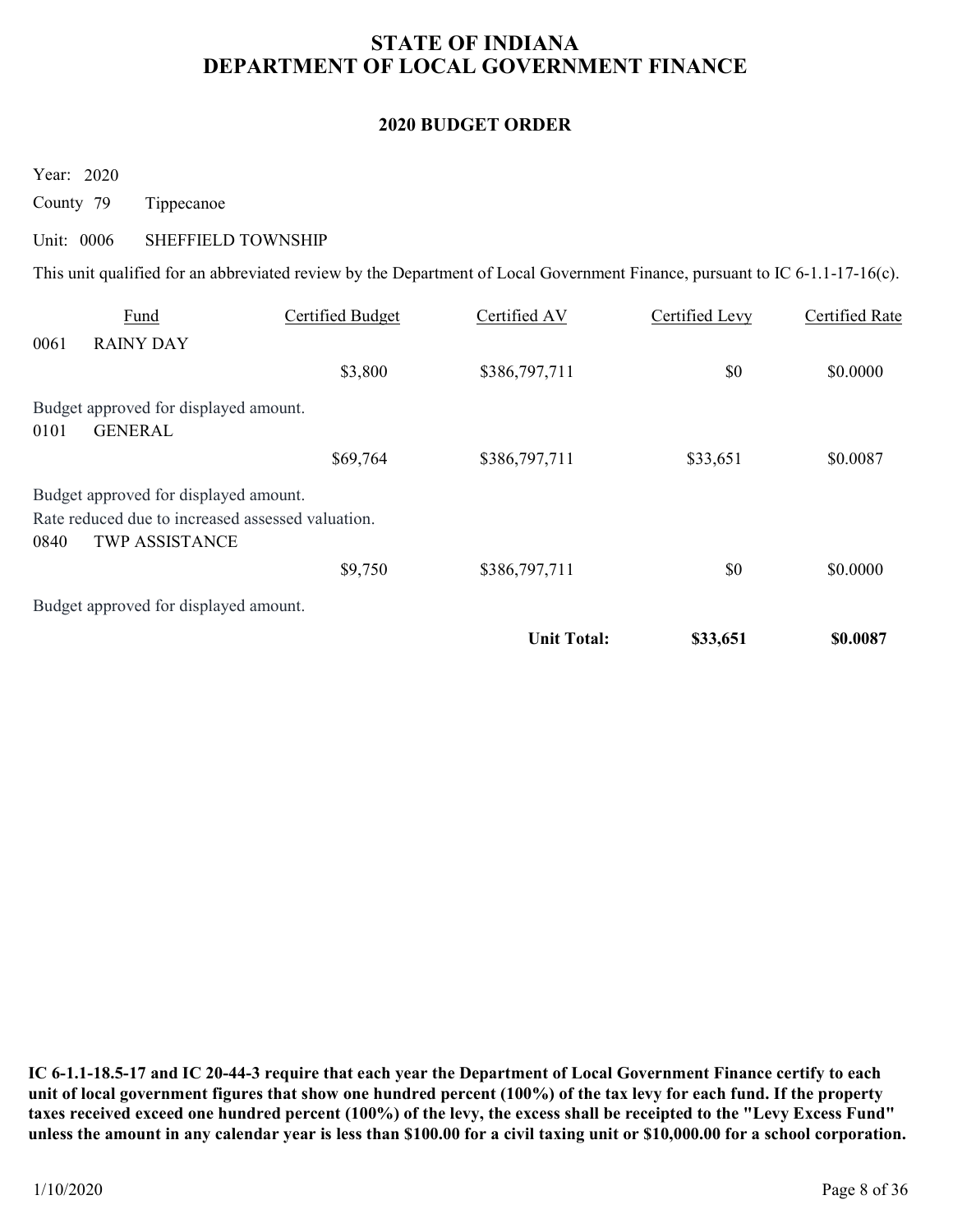# STATE OF INDIANA
# DEPARTMENT OF LOCAL GOVERNMENT FINANCE

## 2020 BUDGET ORDER

Year: 2020

County 79 Tippecanoe

Unit: 0006 SHEFFIELD TOWNSHIP

This unit qualified for an abbreviated review by the Department of Local Government Finance, pursuant to IC 6-1.1-17-16(c).

| | Fund | Certified Budget | Certified AV | Certified Levy | Certified Rate |
|---|---|---|---|---|---|
| 0061 | RAINY DAY | | | | |
| | | $3,800 | $386,797,711 | $0 | $0.0000 |

Budget approved for displayed amount.

| | Fund | Certified Budget | Certified AV | Certified Levy | Certified Rate |
|---|---|---|---|---|---|
| 0101 | GENERAL | | | | |
| | | $69,764 | $386,797,711 | $33,651 | $0.0087 |

Budget approved for displayed amount.

Rate reduced due to increased assessed valuation.

| | Fund | Certified Budget | Certified AV | Certified Levy | Certified Rate |
|---|---|---|---|---|---|
| 0840 | TWP ASSISTANCE | | | | |
| | | $9,750 | $386,797,711 | $0 | $0.0000 |

Budget approved for displayed amount.

| | | | | Certified Levy | Certified Rate |
|---|---|---|---|---|---|
| | | | **Unit Total:** | **$33,651** | **$0.0087** |

**IC 6-1.1-18.5-17 and IC 20-44-3 require that each year the Department of Local Government Finance certify to each unit of local government figures that show one hundred percent (100%) of the tax levy for each fund. If the property taxes received exceed one hundred percent (100%) of the levy, the excess shall be receipted to the "Levy Excess Fund" unless the amount in any calendar year is less than $100.00 for a civil taxing unit or $10,000.00 for a school corporation.**

1/10/2020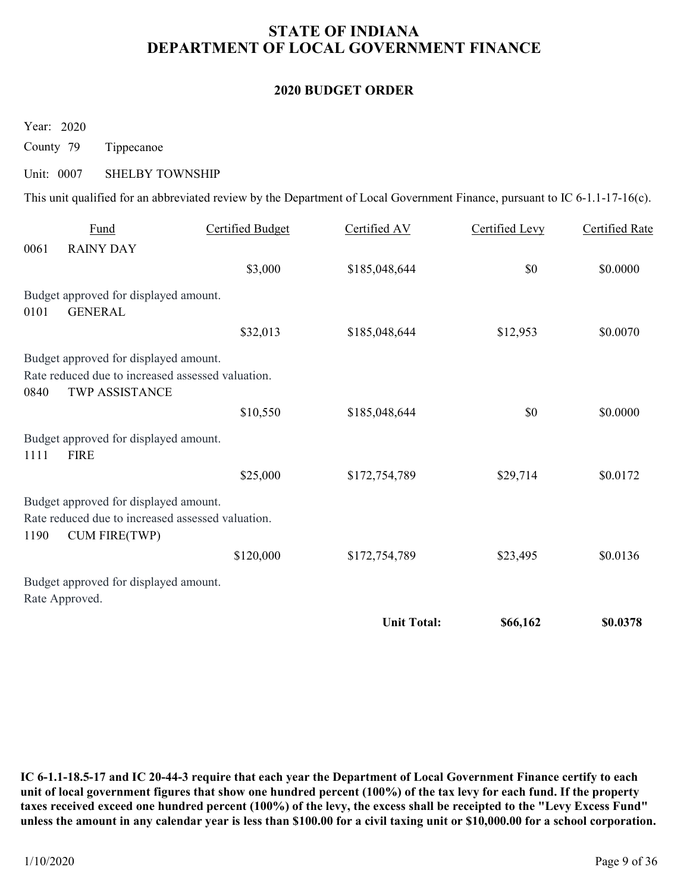# STATE OF INDIANA
# DEPARTMENT OF LOCAL GOVERNMENT FINANCE

## 2020 BUDGET ORDER

Year: 2020

County 79 Tippecanoe

Unit: 0007 SHELBY TOWNSHIP

This unit qualified for an abbreviated review by the Department of Local Government Finance, pursuant to IC 6-1.1-17-16(c).

| Fund | | Certified Budget | Certified AV | Certified Levy | Certified Rate |
|---|---|---|---|---|---|
| 0061 | RAINY DAY | | | | |
| | | $3,000 | $185,048,644 | $0 | $0.0000 |
| Budget approved for displayed amount. | | | | | |
| 0101 | GENERAL | | | | |
| | | $32,013 | $185,048,644 | $12,953 | $0.0070 |
| Budget approved for displayed amount. Rate reduced due to increased assessed valuation. | | | | | |
| 0840 | TWP ASSISTANCE | | | | |
| | | $10,550 | $185,048,644 | $0 | $0.0000 |
| Budget approved for displayed amount. | | | | | |
| 1111 | FIRE | | | | |
| | | $25,000 | $172,754,789 | $29,714 | $0.0172 |
| Budget approved for displayed amount. Rate reduced due to increased assessed valuation. | | | | | |
| 1190 | CUM FIRE(TWP) | | | | |
| | | $120,000 | $172,754,789 | $23,495 | $0.0136 |
| Budget approved for displayed amount. Rate Approved. | | | | | |
| | | | **Unit Total:** | **$66,162** | **$0.0378** |

**IC 6-1.1-18.5-17 and IC 20-44-3 require that each year the Department of Local Government Finance certify to each unit of local government figures that show one hundred percent (100%) of the tax levy for each fund. If the property taxes received exceed one hundred percent (100%) of the levy, the excess shall be receipted to the "Levy Excess Fund" unless the amount in any calendar year is less than $100.00 for a civil taxing unit or $10,000.00 for a school corporation.**

1/10/2020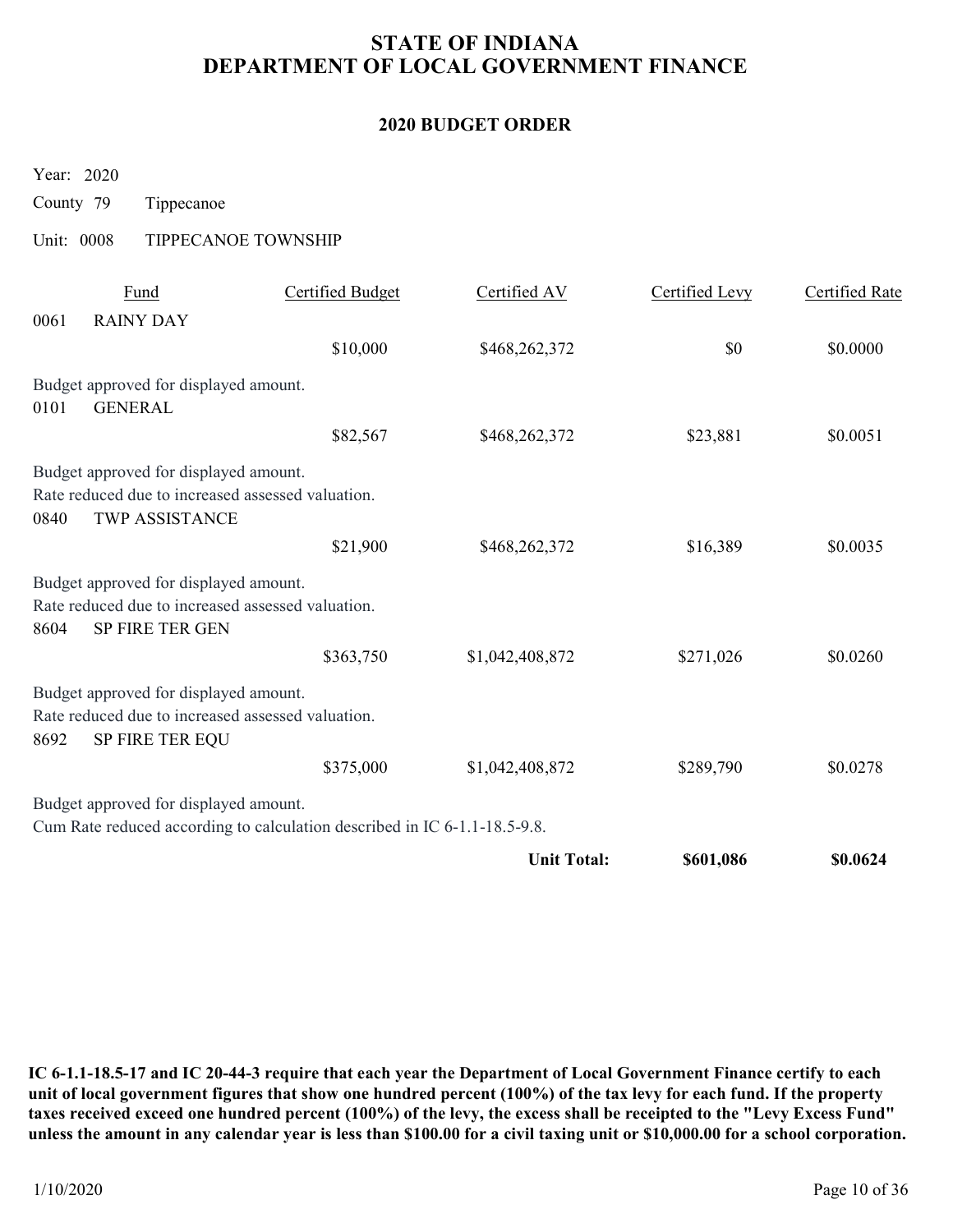# STATE OF INDIANA
# DEPARTMENT OF LOCAL GOVERNMENT FINANCE

## 2020 BUDGET ORDER

Year: 2020

County 79 Tippecanoe

Unit: 0008 TIPPECANOE TOWNSHIP

| Fund | | Certified Budget | Certified AV | Certified Levy | Certified Rate |
|---|---|---|---|---|---|
| 0061 | RAINY DAY | | | | |
| | | $10,000 | $468,262,372 | $0 | $0.0000 |
| Budget approved for displayed amount. | | | | | |
| 0101 | GENERAL | | | | |
| | | $82,567 | $468,262,372 | $23,881 | $0.0051 |
| Budget approved for displayed amount. Rate reduced due to increased assessed valuation. | | | | | |
| 0840 | TWP ASSISTANCE | | | | |
| | | $21,900 | $468,262,372 | $16,389 | $0.0035 |
| Budget approved for displayed amount. Rate reduced due to increased assessed valuation. | | | | | |
| 8604 | SP FIRE TER GEN | | | | |
| | | $363,750 | $1,042,408,872 | $271,026 | $0.0260 |
| Budget approved for displayed amount. Rate reduced due to increased assessed valuation. | | | | | |
| 8692 | SP FIRE TER EQU | | | | |
| | | $375,000 | $1,042,408,872 | $289,790 | $0.0278 |
| Budget approved for displayed amount. Cum Rate reduced according to calculation described in IC 6-1.1-18.5-9.8. | | | | | |
| | | | **Unit Total:** | **$601,086** | **$0.0624** |

**IC 6-1.1-18.5-17 and IC 20-44-3 require that each year the Department of Local Government Finance certify to each unit of local government figures that show one hundred percent (100%) of the tax levy for each fund. If the property taxes received exceed one hundred percent (100%) of the levy, the excess shall be receipted to the "Levy Excess Fund" unless the amount in any calendar year is less than $100.00 for a civil taxing unit or $10,000.00 for a school corporation.**

1/10/2020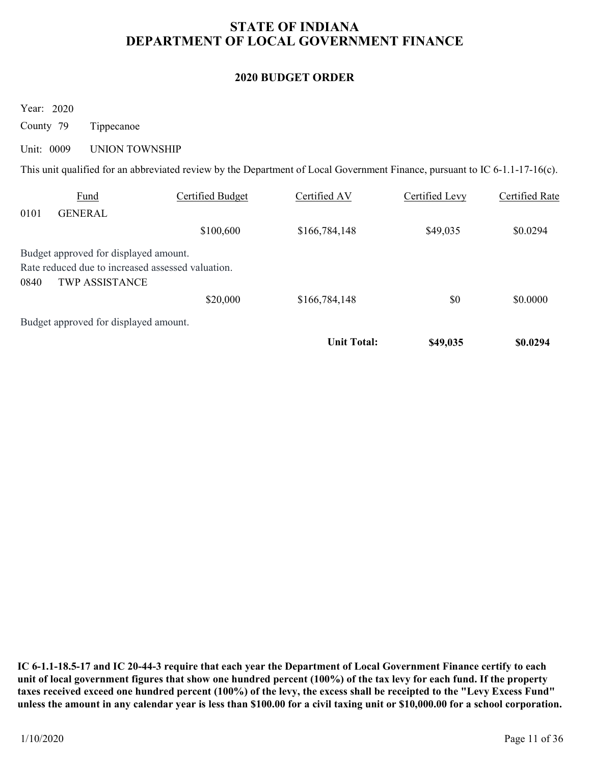# STATE OF INDIANA
# DEPARTMENT OF LOCAL GOVERNMENT FINANCE

## 2020 BUDGET ORDER

Year: 2020

County 79 Tippecanoe

Unit: 0009 UNION TOWNSHIP

This unit qualified for an abbreviated review by the Department of Local Government Finance, pursuant to IC 6-1.1-17-16(c).

| Fund | | Certified Budget | Certified AV | Certified Levy | Certified Rate |
|---|---|---|---|---|---|
| 0101 | GENERAL | | | | |
| | | $100,600 | $166,784,148 | $49,035 | $0.0294 |
| Budget approved for displayed amount. | | | | | |
| Rate reduced due to increased assessed valuation. | | | | | |
| 0840 | TWP ASSISTANCE | | | | |
| | | $20,000 | $166,784,148 | $0 | $0.0000 |
| Budget approved for displayed amount. | | | | | |
| | | | **Unit Total:** | **$49,035** | **$0.0294** |

**IC 6-1.1-18.5-17 and IC 20-44-3 require that each year the Department of Local Government Finance certify to each unit of local government figures that show one hundred percent (100%) of the tax levy for each fund. If the property taxes received exceed one hundred percent (100%) of the levy, the excess shall be receipted to the "Levy Excess Fund" unless the amount in any calendar year is less than $100.00 for a civil taxing unit or $10,000.00 for a school corporation.**

1/10/2020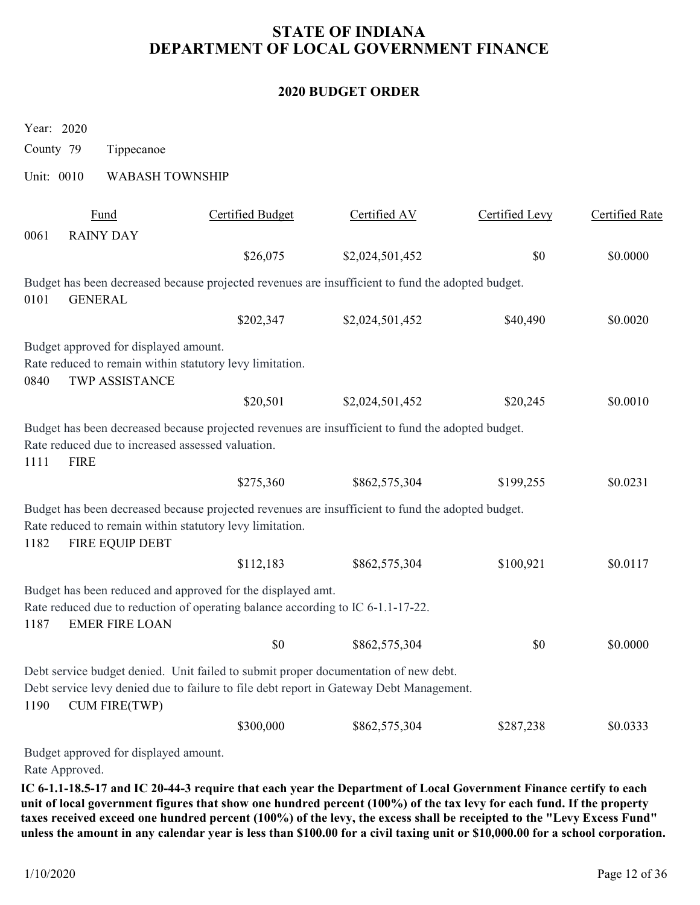# STATE OF INDIANA
# DEPARTMENT OF LOCAL GOVERNMENT FINANCE

## 2020 BUDGET ORDER

Year: 2020

County 79 Tippecanoe

Unit: 0010 WABASH TOWNSHIP

| Fund | | Certified Budget | Certified AV | Certified Levy | Certified Rate |
|---|---|---|---|---|---|
| 0061 | RAINY DAY | $26,075 | $2,024,501,452 | $0 | $0.0000 |

Budget has been decreased because projected revenues are insufficient to fund the adopted budget.

| Fund | | Certified Budget | Certified AV | Certified Levy | Certified Rate |
|---|---|---|---|---|---|
| 0101 | GENERAL | $202,347 | $2,024,501,452 | $40,490 | $0.0020 |

Budget approved for displayed amount.
Rate reduced to remain within statutory levy limitation.

| Fund | | Certified Budget | Certified AV | Certified Levy | Certified Rate |
|---|---|---|---|---|---|
| 0840 | TWP ASSISTANCE | $20,501 | $2,024,501,452 | $20,245 | $0.0010 |

Budget has been decreased because projected revenues are insufficient to fund the adopted budget.
Rate reduced due to increased assessed valuation.

| Fund | | Certified Budget | Certified AV | Certified Levy | Certified Rate |
|---|---|---|---|---|---|
| 1111 | FIRE | $275,360 | $862,575,304 | $199,255 | $0.0231 |

Budget has been decreased because projected revenues are insufficient to fund the adopted budget.
Rate reduced to remain within statutory levy limitation.

| Fund | | Certified Budget | Certified AV | Certified Levy | Certified Rate |
|---|---|---|---|---|---|
| 1182 | FIRE EQUIP DEBT | $112,183 | $862,575,304 | $100,921 | $0.0117 |

Budget has been reduced and approved for the displayed amt.
Rate reduced due to reduction of operating balance according to IC 6-1.1-17-22.

| Fund | | Certified Budget | Certified AV | Certified Levy | Certified Rate |
|---|---|---|---|---|---|
| 1187 | EMER FIRE LOAN | $0 | $862,575,304 | $0 | $0.0000 |

Debt service budget denied. Unit failed to submit proper documentation of new debt.
Debt service levy denied due to failure to file debt report in Gateway Debt Management.

| Fund | | Certified Budget | Certified AV | Certified Levy | Certified Rate |
|---|---|---|---|---|---|
| 1190 | CUM FIRE(TWP) | $300,000 | $862,575,304 | $287,238 | $0.0333 |

Budget approved for displayed amount.
Rate Approved.

**IC 6-1.1-18.5-17 and IC 20-44-3 require that each year the Department of Local Government Finance certify to each unit of local government figures that show one hundred percent (100%) of the tax levy for each fund. If the property taxes received exceed one hundred percent (100%) of the levy, the excess shall be receipted to the "Levy Excess Fund" unless the amount in any calendar year is less than $100.00 for a civil taxing unit or $10,000.00 for a school corporation.**

1/10/2020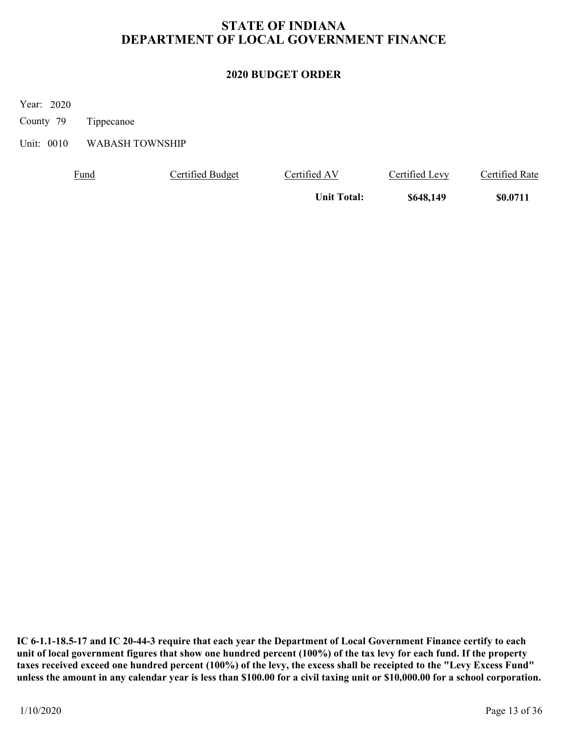# STATE OF INDIANA
# DEPARTMENT OF LOCAL GOVERNMENT FINANCE

## 2020 BUDGET ORDER

Year: 2020

County 79 Tippecanoe

Unit: 0010 WABASH TOWNSHIP

| Fund | Certified Budget | Certified AV | Certified Levy | Certified Rate |
|---|---|---|---|---|
| | | **Unit Total:** | **$648,149** | **$0.0711** |

**IC 6-1.1-18.5-17 and IC 20-44-3 require that each year the Department of Local Government Finance certify to each unit of local government figures that show one hundred percent (100%) of the tax levy for each fund. If the property taxes received exceed one hundred percent (100%) of the levy, the excess shall be receipted to the "Levy Excess Fund" unless the amount in any calendar year is less than $100.00 for a civil taxing unit or $10,000.00 for a school corporation.**

1/10/2020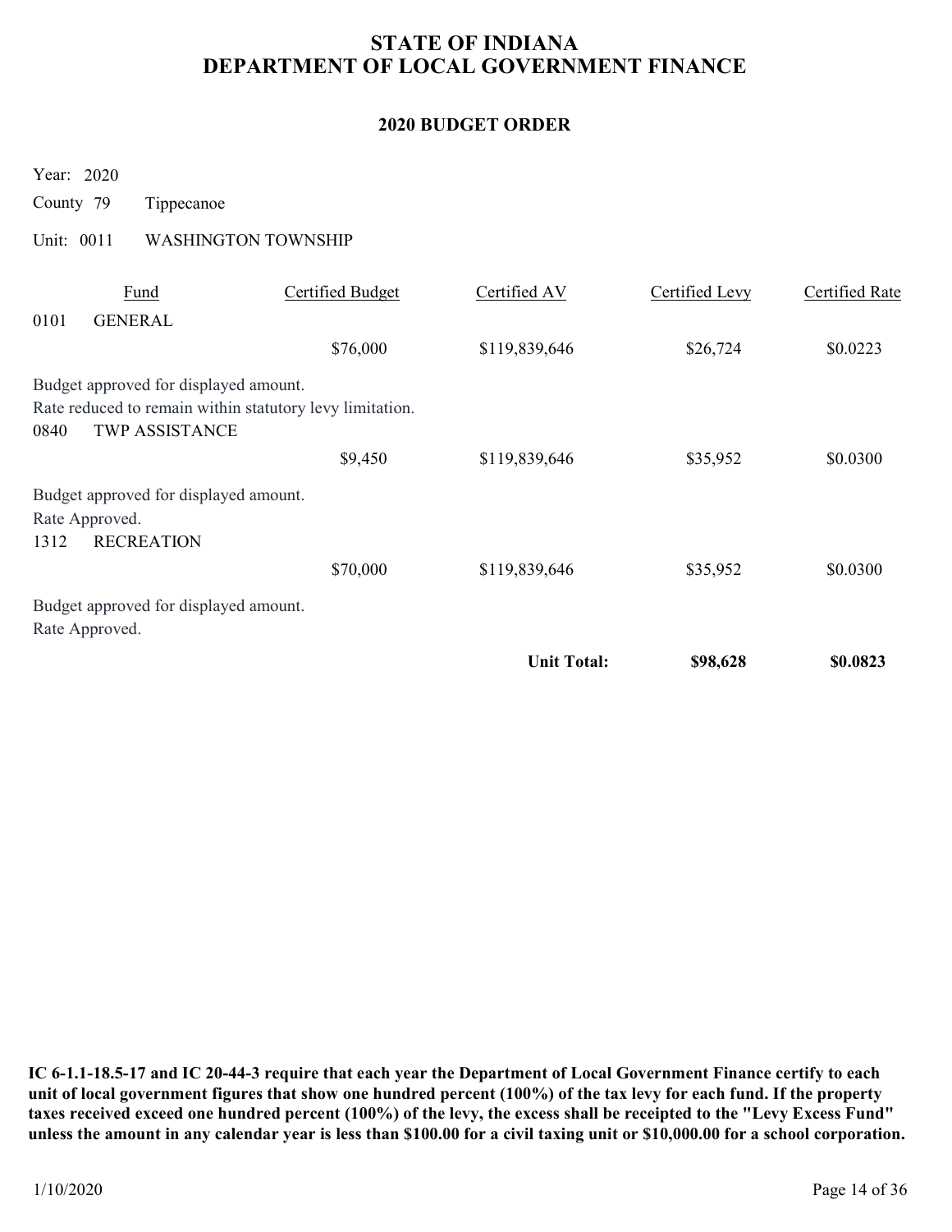# STATE OF INDIANA
# DEPARTMENT OF LOCAL GOVERNMENT FINANCE

## 2020 BUDGET ORDER

Year: 2020

County 79 Tippecanoe

Unit: 0011 WASHINGTON TOWNSHIP

| Fund | | Certified Budget | Certified AV | Certified Levy | Certified Rate |
|---|---|---|---|---|---|
| 0101 | GENERAL | | | | |
| | | $76,000 | $119,839,646 | $26,724 | $0.0223 |

Budget approved for displayed amount.
Rate reduced to remain within statutory levy limitation.

| Fund | | Certified Budget | Certified AV | Certified Levy | Certified Rate |
|---|---|---|---|---|---|
| 0840 | TWP ASSISTANCE | | | | |
| | | $9,450 | $119,839,646 | $35,952 | $0.0300 |

Budget approved for displayed amount.
Rate Approved.

| Fund | | Certified Budget | Certified AV | Certified Levy | Certified Rate |
|---|---|---|---|---|---|
| 1312 | RECREATION | | | | |
| | | $70,000 | $119,839,646 | $35,952 | $0.0300 |

Budget approved for displayed amount.
Rate Approved.

| | | | | Certified Levy | Certified Rate |
|---|---|---|---|---|---|
| | | | **Unit Total:** | **$98,628** | **$0.0823** |

**IC 6-1.1-18.5-17 and IC 20-44-3 require that each year the Department of Local Government Finance certify to each unit of local government figures that show one hundred percent (100%) of the tax levy for each fund. If the property taxes received exceed one hundred percent (100%) of the levy, the excess shall be receipted to the "Levy Excess Fund" unless the amount in any calendar year is less than $100.00 for a civil taxing unit or $10,000.00 for a school corporation.**

1/10/2020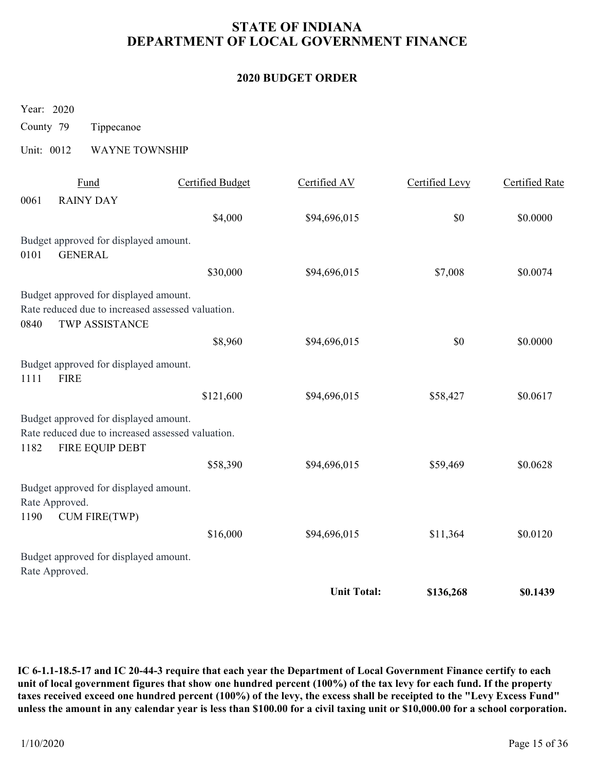# STATE OF INDIANA
# DEPARTMENT OF LOCAL GOVERNMENT FINANCE

## 2020 BUDGET ORDER

Year: 2020

County 79 Tippecanoe

Unit: 0012 WAYNE TOWNSHIP

| Fund | | Certified Budget | Certified AV | Certified Levy | Certified Rate |
|---|---|---|---|---|---|
| 0061 | RAINY DAY | | | | |
| | | $4,000 | $94,696,015 | $0 | $0.0000 |
| Budget approved for displayed amount. | | | | | |
| 0101 | GENERAL | | | | |
| | | $30,000 | $94,696,015 | $7,008 | $0.0074 |
| Budget approved for displayed amount. Rate reduced due to increased assessed valuation. | | | | | |
| 0840 | TWP ASSISTANCE | | | | |
| | | $8,960 | $94,696,015 | $0 | $0.0000 |
| Budget approved for displayed amount. | | | | | |
| 1111 | FIRE | | | | |
| | | $121,600 | $94,696,015 | $58,427 | $0.0617 |
| Budget approved for displayed amount. Rate reduced due to increased assessed valuation. | | | | | |
| 1182 | FIRE EQUIP DEBT | | | | |
| | | $58,390 | $94,696,015 | $59,469 | $0.0628 |
| Budget approved for displayed amount. Rate Approved. | | | | | |
| 1190 | CUM FIRE(TWP) | | | | |
| | | $16,000 | $94,696,015 | $11,364 | $0.0120 |
| Budget approved for displayed amount. Rate Approved. | | | | | |
| | | | **Unit Total:** | **$136,268** | **$0.1439** |

**IC 6-1.1-18.5-17 and IC 20-44-3 require that each year the Department of Local Government Finance certify to each unit of local government figures that show one hundred percent (100%) of the tax levy for each fund. If the property taxes received exceed one hundred percent (100%) of the levy, the excess shall be receipted to the "Levy Excess Fund" unless the amount in any calendar year is less than $100.00 for a civil taxing unit or $10,000.00 for a school corporation.**

1/10/2020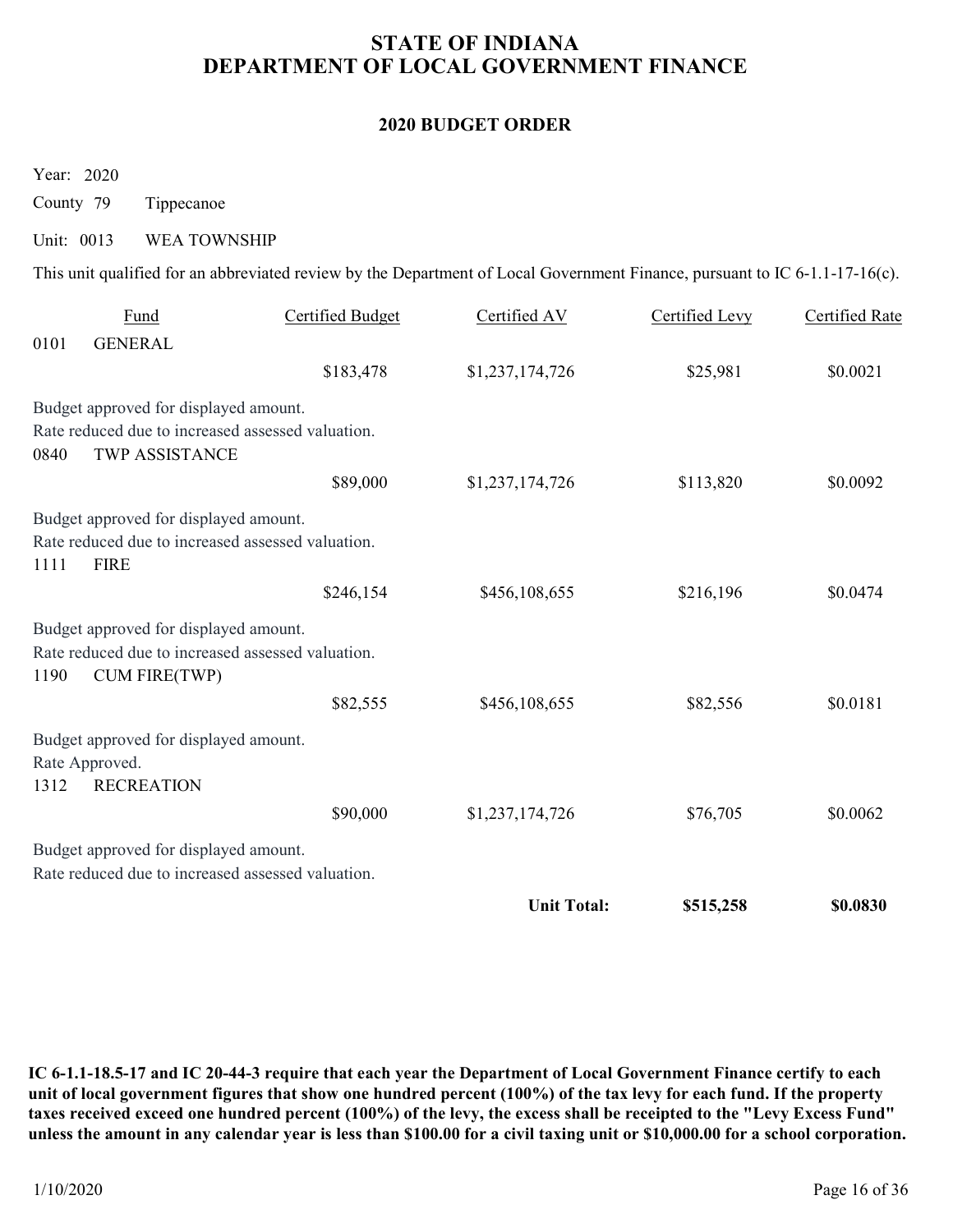# STATE OF INDIANA
# DEPARTMENT OF LOCAL GOVERNMENT FINANCE

## 2020 BUDGET ORDER

Year: 2020

County 79 Tippecanoe

Unit: 0013 WEA TOWNSHIP

This unit qualified for an abbreviated review by the Department of Local Government Finance, pursuant to IC 6-1.1-17-16(c).

| Fund | | Certified Budget | Certified AV | Certified Levy | Certified Rate |
|---|---|---|---|---|---|
| 0101 | GENERAL | | | | |
| | | $183,478 | $1,237,174,726 | $25,981 | $0.0021 |
| Budget approved for displayed amount.<br>Rate reduced due to increased assessed valuation. | | | | | |
| 0840 | TWP ASSISTANCE | | | | |
| | | $89,000 | $1,237,174,726 | $113,820 | $0.0092 |
| Budget approved for displayed amount.<br>Rate reduced due to increased assessed valuation. | | | | | |
| 1111 | FIRE | | | | |
| | | $246,154 | $456,108,655 | $216,196 | $0.0474 |
| Budget approved for displayed amount.<br>Rate reduced due to increased assessed valuation. | | | | | |
| 1190 | CUM FIRE(TWP) | | | | |
| | | $82,555 | $456,108,655 | $82,556 | $0.0181 |
| Budget approved for displayed amount.<br>Rate Approved. | | | | | |
| 1312 | RECREATION | | | | |
| | | $90,000 | $1,237,174,726 | $76,705 | $0.0062 |
| Budget approved for displayed amount.<br>Rate reduced due to increased assessed valuation. | | | | | |
| | | | **Unit Total:** | **$515,258** | **$0.0830** |

**IC 6-1.1-18.5-17 and IC 20-44-3 require that each year the Department of Local Government Finance certify to each unit of local government figures that show one hundred percent (100%) of the tax levy for each fund. If the property taxes received exceed one hundred percent (100%) of the levy, the excess shall be receipted to the "Levy Excess Fund" unless the amount in any calendar year is less than $100.00 for a civil taxing unit or $10,000.00 for a school corporation.**

1/10/2020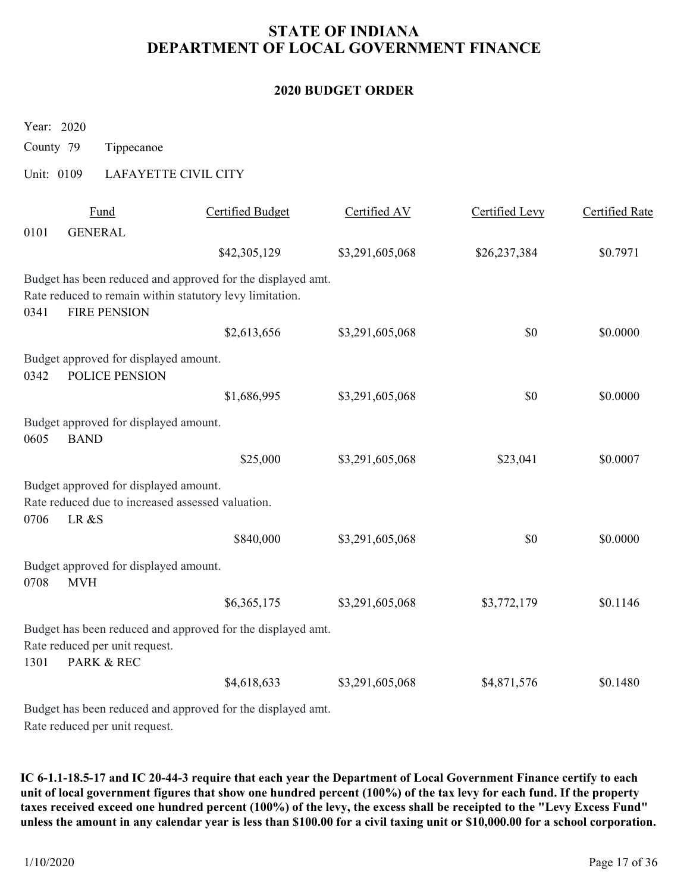# STATE OF INDIANA
# DEPARTMENT OF LOCAL GOVERNMENT FINANCE

## 2020 BUDGET ORDER

Year: 2020

County 79 Tippecanoe

Unit: 0109 LAFAYETTE CIVIL CITY

| Fund | | Certified Budget | Certified AV | Certified Levy | Certified Rate |
|---|---|---|---|---|---|
| 0101 | GENERAL | $42,305,129 | $3,291,605,068 | $26,237,384 | $0.7971 |

Budget has been reduced and approved for the displayed amt.
Rate reduced to remain within statutory levy limitation.

| Fund | | Certified Budget | Certified AV | Certified Levy | Certified Rate |
|---|---|---|---|---|---|
| 0341 | FIRE PENSION | $2,613,656 | $3,291,605,068 | $0 | $0.0000 |

Budget approved for displayed amount.

| Fund | | Certified Budget | Certified AV | Certified Levy | Certified Rate |
|---|---|---|---|---|---|
| 0342 | POLICE PENSION | $1,686,995 | $3,291,605,068 | $0 | $0.0000 |

Budget approved for displayed amount.

| Fund | | Certified Budget | Certified AV | Certified Levy | Certified Rate |
|---|---|---|---|---|---|
| 0605 | BAND | $25,000 | $3,291,605,068 | $23,041 | $0.0007 |

Budget approved for displayed amount.
Rate reduced due to increased assessed valuation.

| Fund | | Certified Budget | Certified AV | Certified Levy | Certified Rate |
|---|---|---|---|---|---|
| 0706 | LR &S | $840,000 | $3,291,605,068 | $0 | $0.0000 |

Budget approved for displayed amount.

| Fund | | Certified Budget | Certified AV | Certified Levy | Certified Rate |
|---|---|---|---|---|---|
| 0708 | MVH | $6,365,175 | $3,291,605,068 | $3,772,179 | $0.1146 |

Budget has been reduced and approved for the displayed amt.
Rate reduced per unit request.

| Fund | | Certified Budget | Certified AV | Certified Levy | Certified Rate |
|---|---|---|---|---|---|
| 1301 | PARK & REC | $4,618,633 | $3,291,605,068 | $4,871,576 | $0.1480 |

Budget has been reduced and approved for the displayed amt.
Rate reduced per unit request.

**IC 6-1.1-18.5-17 and IC 20-44-3 require that each year the Department of Local Government Finance certify to each unit of local government figures that show one hundred percent (100%) of the tax levy for each fund. If the property taxes received exceed one hundred percent (100%) of the levy, the excess shall be receipted to the "Levy Excess Fund" unless the amount in any calendar year is less than $100.00 for a civil taxing unit or $10,000.00 for a school corporation.**

1/10/2020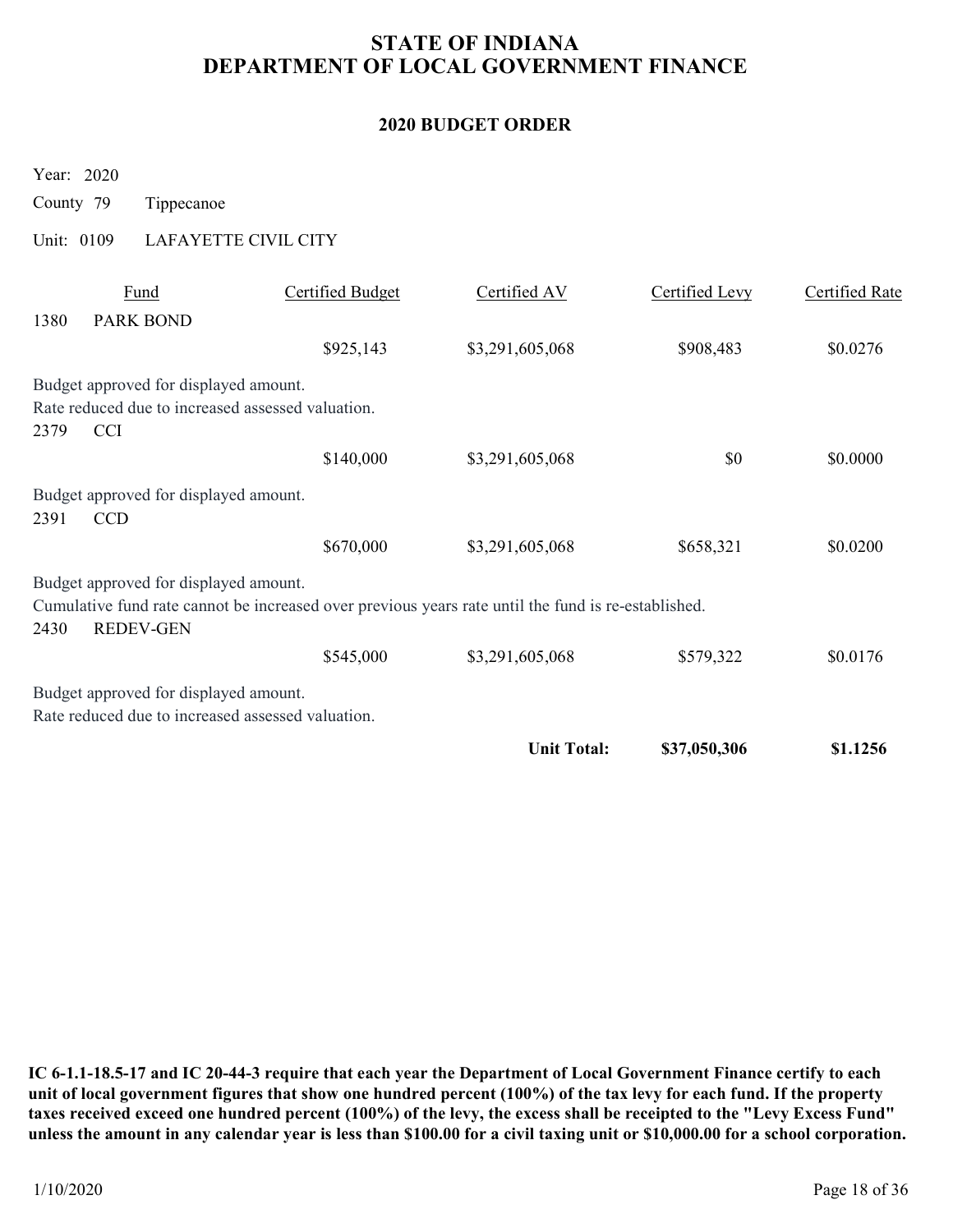# STATE OF INDIANA
# DEPARTMENT OF LOCAL GOVERNMENT FINANCE

## 2020 BUDGET ORDER

Year: 2020

County 79 Tippecanoe

Unit: 0109 LAFAYETTE CIVIL CITY

| Fund | | Certified Budget | Certified AV | Certified Levy | Certified Rate |
|---|---|---|---|---|---|
| 1380 | PARK BOND | | | | |
| | | $925,143 | $3,291,605,068 | $908,483 | $0.0276 |

Budget approved for displayed amount.
Rate reduced due to increased assessed valuation.

| Fund | | Certified Budget | Certified AV | Certified Levy | Certified Rate |
|---|---|---|---|---|---|
| 2379 | CCI | | | | |
| | | $140,000 | $3,291,605,068 | $0 | $0.0000 |

Budget approved for displayed amount.

| Fund | | Certified Budget | Certified AV | Certified Levy | Certified Rate |
|---|---|---|---|---|---|
| 2391 | CCD | | | | |
| | | $670,000 | $3,291,605,068 | $658,321 | $0.0200 |

Budget approved for displayed amount.
Cumulative fund rate cannot be increased over previous years rate until the fund is re-established.

| Fund | | Certified Budget | Certified AV | Certified Levy | Certified Rate |
|---|---|---|---|---|---|
| 2430 | REDEV-GEN | | | | |
| | | $545,000 | $3,291,605,068 | $579,322 | $0.0176 |

Budget approved for displayed amount.
Rate reduced due to increased assessed valuation.

| | Unit Total: | $37,050,306 | $1.1256 |
|---|---|---|---|

**IC 6-1.1-18.5-17 and IC 20-44-3 require that each year the Department of Local Government Finance certify to each unit of local government figures that show one hundred percent (100%) of the tax levy for each fund. If the property taxes received exceed one hundred percent (100%) of the levy, the excess shall be receipted to the "Levy Excess Fund" unless the amount in any calendar year is less than $100.00 for a civil taxing unit or $10,000.00 for a school corporation.**

1/10/2020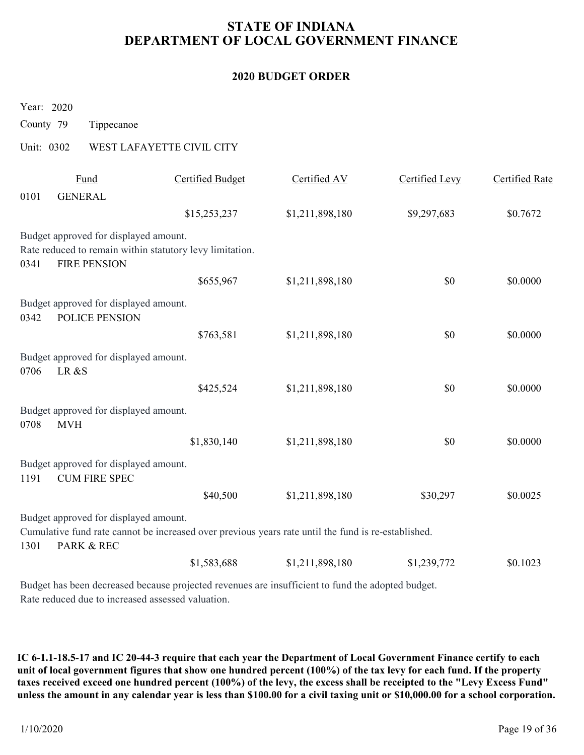# STATE OF INDIANA
# DEPARTMENT OF LOCAL GOVERNMENT FINANCE

## 2020 BUDGET ORDER

Year: 2020

County 79 Tippecanoe

Unit: 0302 WEST LAFAYETTE CIVIL CITY

| Fund | | Certified Budget | Certified AV | Certified Levy | Certified Rate |
|---|---|---|---|---|---|
| 0101 | GENERAL | | | | |
| | | $15,253,237 | $1,211,898,180 | $9,297,683 | $0.7672 |
| Budget approved for displayed amount.<br>Rate reduced to remain within statutory levy limitation. | | | | | |
| 0341 | FIRE PENSION | | | | |
| | | $655,967 | $1,211,898,180 | $0 | $0.0000 |
| Budget approved for displayed amount. | | | | | |
| 0342 | POLICE PENSION | | | | |
| | | $763,581 | $1,211,898,180 | $0 | $0.0000 |
| Budget approved for displayed amount. | | | | | |
| 0706 | LR &S | | | | |
| | | $425,524 | $1,211,898,180 | $0 | $0.0000 |
| Budget approved for displayed amount. | | | | | |
| 0708 | MVH | | | | |
| | | $1,830,140 | $1,211,898,180 | $0 | $0.0000 |
| Budget approved for displayed amount. | | | | | |
| 1191 | CUM FIRE SPEC | | | | |
| | | $40,500 | $1,211,898,180 | $30,297 | $0.0025 |
| Budget approved for displayed amount.<br>Cumulative fund rate cannot be increased over previous years rate until the fund is re-established. | | | | | |
| 1301 | PARK & REC | | | | |
| | | $1,583,688 | $1,211,898,180 | $1,239,772 | $0.1023 |
| Budget has been decreased because projected revenues are insufficient to fund the adopted budget.<br>Rate reduced due to increased assessed valuation. | | | | | |

**IC 6-1.1-18.5-17 and IC 20-44-3 require that each year the Department of Local Government Finance certify to each unit of local government figures that show one hundred percent (100%) of the tax levy for each fund. If the property taxes received exceed one hundred percent (100%) of the levy, the excess shall be receipted to the "Levy Excess Fund" unless the amount in any calendar year is less than $100.00 for a civil taxing unit or $10,000.00 for a school corporation.**

1/10/2020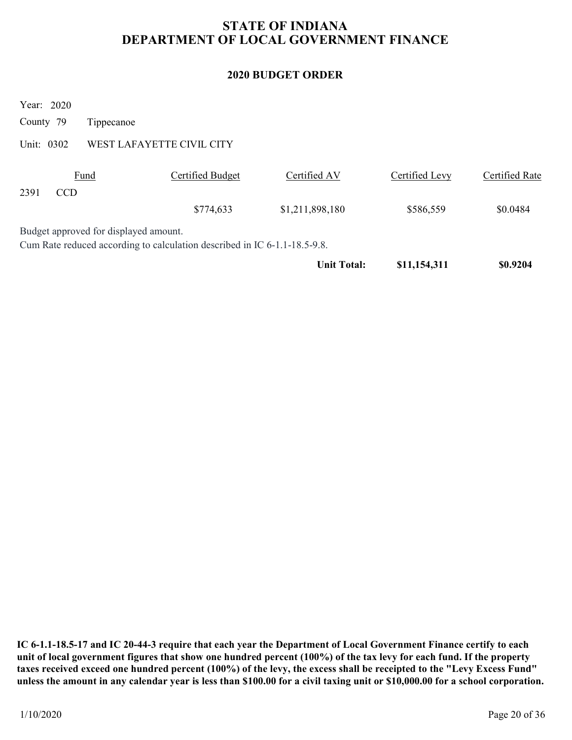# STATE OF INDIANA
# DEPARTMENT OF LOCAL GOVERNMENT FINANCE

## 2020 BUDGET ORDER

Year: 2020

County 79 Tippecanoe

Unit: 0302 WEST LAFAYETTE CIVIL CITY

| Fund | | Certified Budget | Certified AV | Certified Levy | Certified Rate |
|---|---|---|---|---|---|
| 2391 | CCD | | | | |
| | | $774,633 | $1,211,898,180 | $586,559 | $0.0484 |

Budget approved for displayed amount.
Cum Rate reduced according to calculation described in IC 6-1.1-18.5-9.8.

| | | | **Unit Total:** | **$11,154,311** | **$0.9204** |
|---|---|---|---|---|---|

**IC 6-1.1-18.5-17 and IC 20-44-3 require that each year the Department of Local Government Finance certify to each unit of local government figures that show one hundred percent (100%) of the tax levy for each fund. If the property taxes received exceed one hundred percent (100%) of the levy, the excess shall be receipted to the "Levy Excess Fund" unless the amount in any calendar year is less than $100.00 for a civil taxing unit or $10,000.00 for a school corporation.**

1/10/2020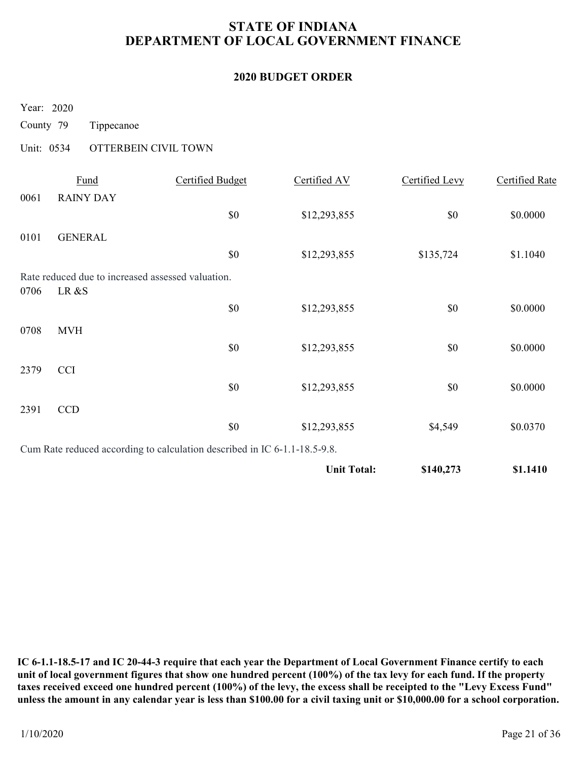# STATE OF INDIANA
# DEPARTMENT OF LOCAL GOVERNMENT FINANCE

## 2020 BUDGET ORDER

Year: 2020

County 79 Tippecanoe

Unit: 0534 OTTERBEIN CIVIL TOWN

| | Fund | Certified Budget | Certified AV | Certified Levy | Certified Rate |
|---|---|---|---|---|---|
| 0061 | RAINY DAY | | | | |
| | | $0 | $12,293,855 | $0 | $0.0000 |
| 0101 | GENERAL | | | | |
| | | $0 | $12,293,855 | $135,724 | $1.1040 |
| Rate reduced due to increased assessed valuation. | | | | | |
| 0706 | LR &S | | | | |
| | | $0 | $12,293,855 | $0 | $0.0000 |
| 0708 | MVH | | | | |
| | | $0 | $12,293,855 | $0 | $0.0000 |
| 2379 | CCI | | | | |
| | | $0 | $12,293,855 | $0 | $0.0000 |
| 2391 | CCD | | | | |
| | | $0 | $12,293,855 | $4,549 | $0.0370 |
| Cum Rate reduced according to calculation described in IC 6-1.1-18.5-9.8. | | | | | |
| | | | **Unit Total:** | **$140,273** | **$1.1410** |

**IC 6-1.1-18.5-17 and IC 20-44-3 require that each year the Department of Local Government Finance certify to each unit of local government figures that show one hundred percent (100%) of the tax levy for each fund. If the property taxes received exceed one hundred percent (100%) of the levy, the excess shall be receipted to the "Levy Excess Fund" unless the amount in any calendar year is less than $100.00 for a civil taxing unit or $10,000.00 for a school corporation.**

1/10/2020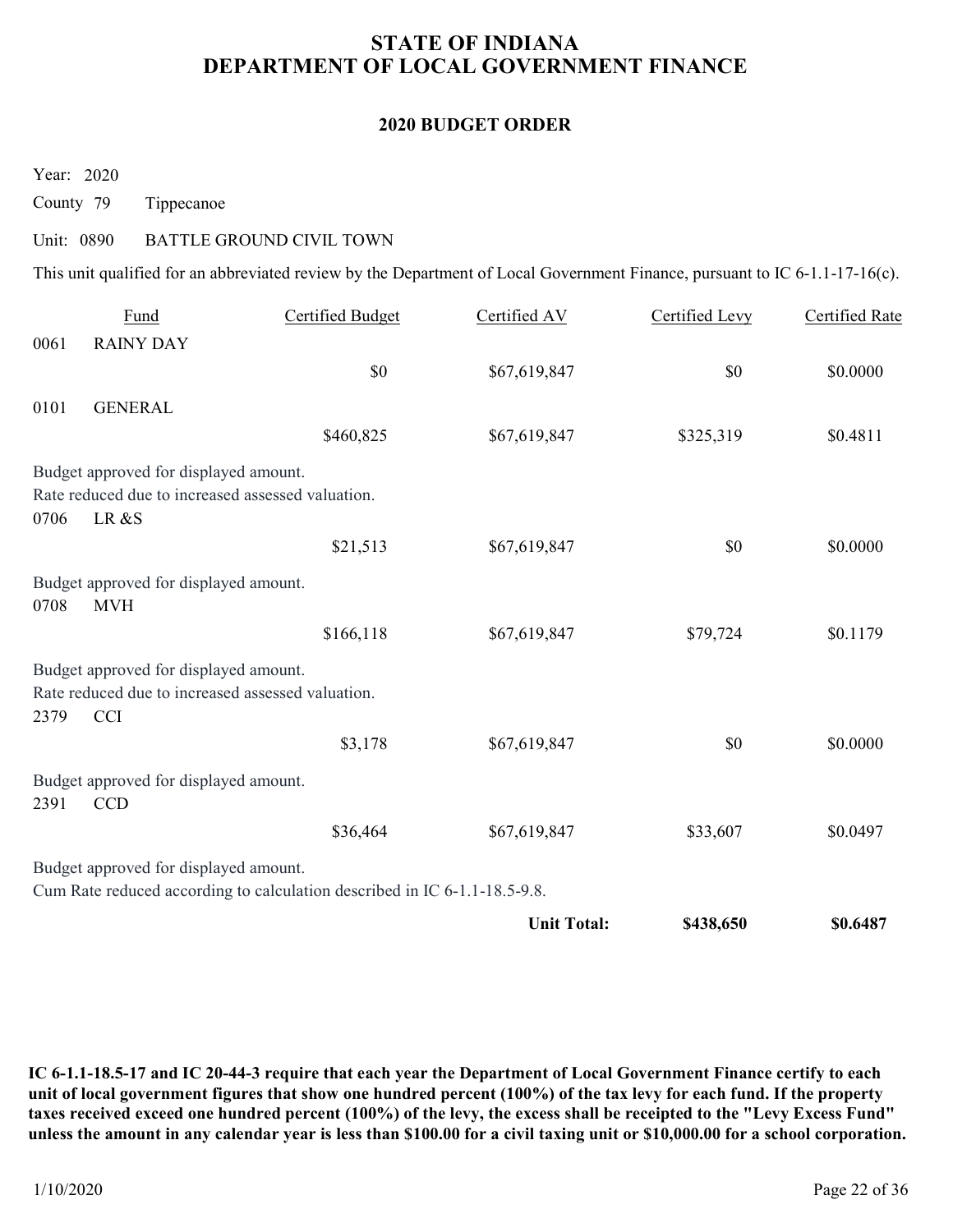# STATE OF INDIANA
# DEPARTMENT OF LOCAL GOVERNMENT FINANCE

## 2020 BUDGET ORDER

Year: 2020

County 79 Tippecanoe

Unit: 0890 BATTLE GROUND CIVIL TOWN

This unit qualified for an abbreviated review by the Department of Local Government Finance, pursuant to IC 6-1.1-17-16(c).

| | Fund | Certified Budget | Certified AV | Certified Levy | Certified Rate |
|---|---|---|---|---|---|
| 0061 | RAINY DAY | $0 | $67,619,847 | $0 | $0.0000 |
| 0101 | GENERAL | $460,825 | $67,619,847 | $325,319 | $0.4811 |
| | Budget approved for displayed amount.<br>Rate reduced due to increased assessed valuation. | | | | |
| 0706 | LR &S | $21,513 | $67,619,847 | $0 | $0.0000 |
| | Budget approved for displayed amount. | | | | |
| 0708 | MVH | $166,118 | $67,619,847 | $79,724 | $0.1179 |
| | Budget approved for displayed amount.<br>Rate reduced due to increased assessed valuation. | | | | |
| 2379 | CCI | $3,178 | $67,619,847 | $0 | $0.0000 |
| | Budget approved for displayed amount. | | | | |
| 2391 | CCD | $36,464 | $67,619,847 | $33,607 | $0.0497 |
| | Budget approved for displayed amount.<br>Cum Rate reduced according to calculation described in IC 6-1.1-18.5-9.8. | | | | |
| | | | **Unit Total:** | **$438,650** | **$0.6487** |

**IC 6-1.1-18.5-17 and IC 20-44-3 require that each year the Department of Local Government Finance certify to each unit of local government figures that show one hundred percent (100%) of the tax levy for each fund. If the property taxes received exceed one hundred percent (100%) of the levy, the excess shall be receipted to the "Levy Excess Fund" unless the amount in any calendar year is less than $100.00 for a civil taxing unit or $10,000.00 for a school corporation.**

1/10/2020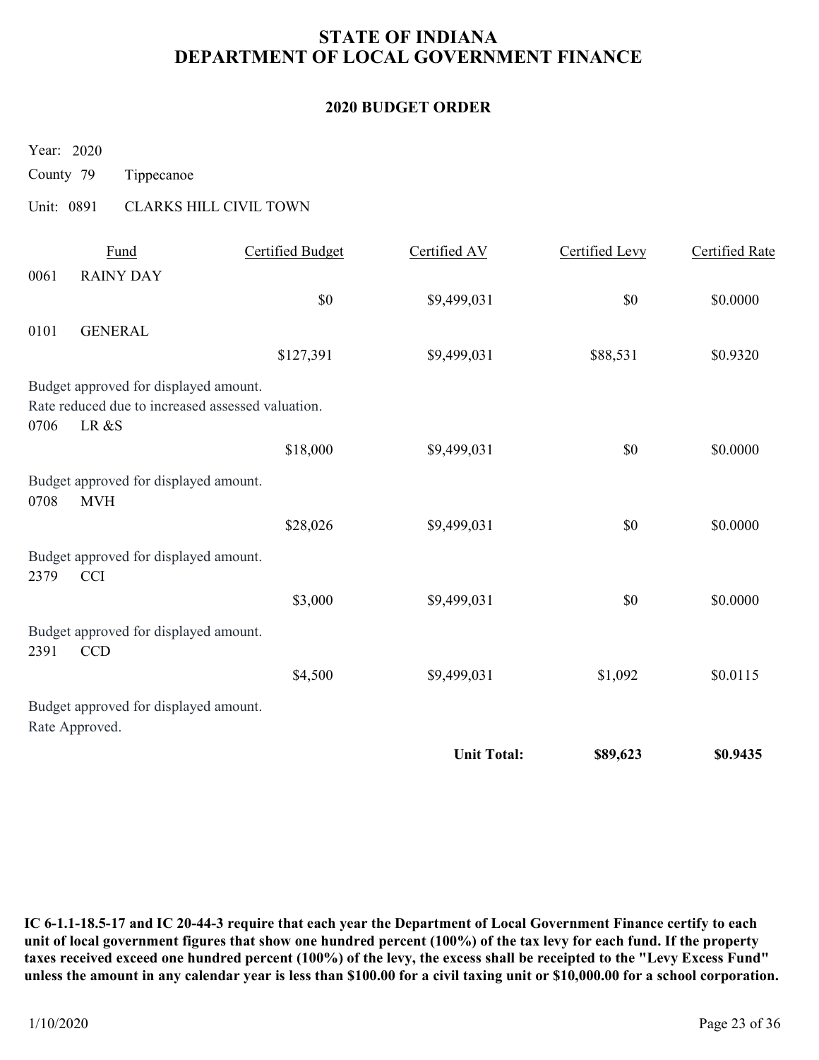# STATE OF INDIANA
# DEPARTMENT OF LOCAL GOVERNMENT FINANCE

## 2020 BUDGET ORDER

Year: 2020

County 79 Tippecanoe

Unit: 0891 CLARKS HILL CIVIL TOWN

| Fund | | Certified Budget | Certified AV | Certified Levy | Certified Rate |
|---|---|---|---|---|---|
| 0061 | RAINY DAY | $0 | $9,499,031 | $0 | $0.0000 |
| 0101 | GENERAL | $127,391 | $9,499,031 | $88,531 | $0.9320 |
| | Budget approved for displayed amount. Rate reduced due to increased assessed valuation. | | | | |
| 0706 | LR &S | $18,000 | $9,499,031 | $0 | $0.0000 |
| | Budget approved for displayed amount. | | | | |
| 0708 | MVH | $28,026 | $9,499,031 | $0 | $0.0000 |
| | Budget approved for displayed amount. | | | | |
| 2379 | CCI | $3,000 | $9,499,031 | $0 | $0.0000 |
| | Budget approved for displayed amount. | | | | |
| 2391 | CCD | $4,500 | $9,499,031 | $1,092 | $0.0115 |
| | Budget approved for displayed amount. Rate Approved. | | | | |
| | | | **Unit Total:** | **$89,623** | **$0.9435** |

**IC 6-1.1-18.5-17 and IC 20-44-3 require that each year the Department of Local Government Finance certify to each unit of local government figures that show one hundred percent (100%) of the tax levy for each fund. If the property taxes received exceed one hundred percent (100%) of the levy, the excess shall be receipted to the "Levy Excess Fund" unless the amount in any calendar year is less than $100.00 for a civil taxing unit or $10,000.00 for a school corporation.**

1/10/2020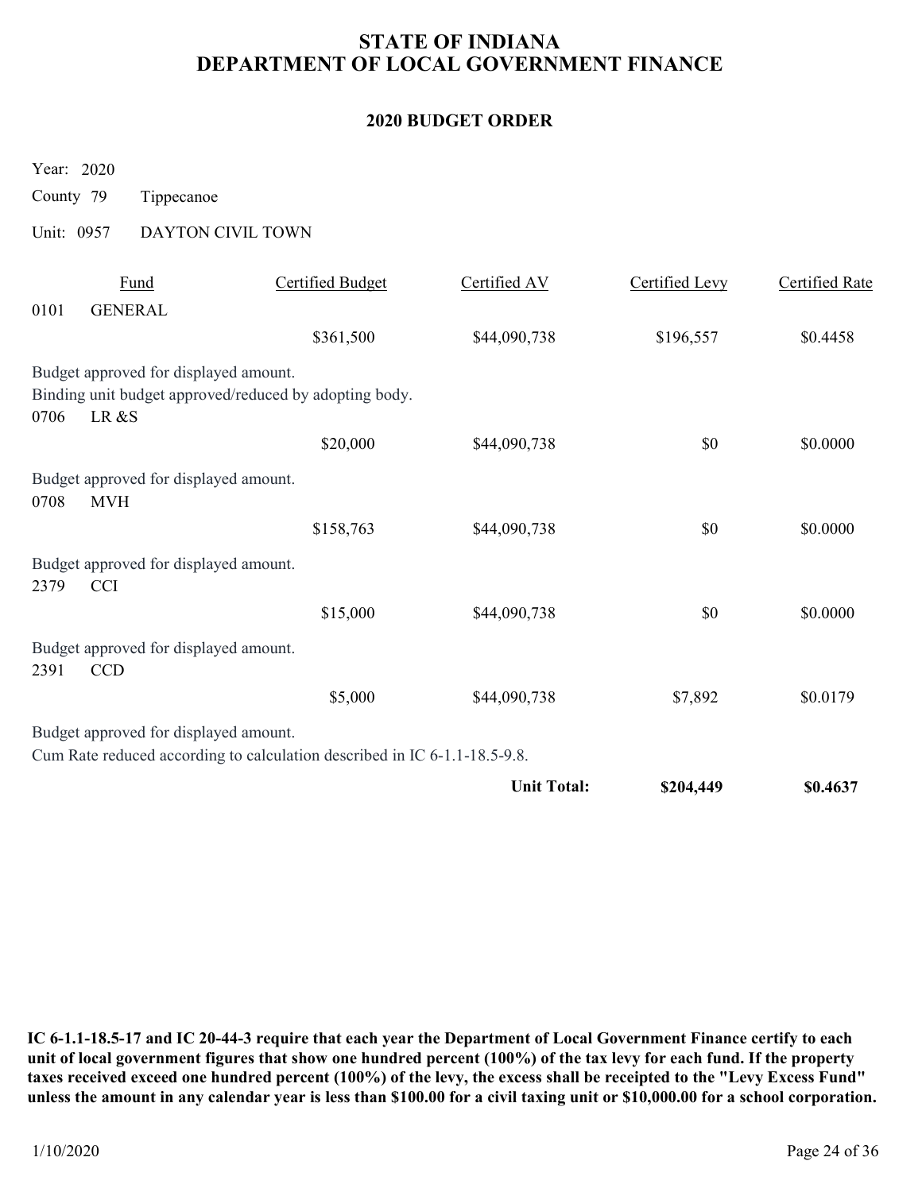# STATE OF INDIANA
# DEPARTMENT OF LOCAL GOVERNMENT FINANCE

## 2020 BUDGET ORDER

Year: 2020

County 79 Tippecanoe

Unit: 0957 DAYTON CIVIL TOWN

| Fund | | Certified Budget | Certified AV | Certified Levy | Certified Rate |
|---|---|---|---|---|---|
| 0101 | GENERAL | $361,500 | $44,090,738 | $196,557 | $0.4458 |
| Budget approved for displayed amount. Binding unit budget approved/reduced by adopting body. | | | | | |
| 0706 | LR &S | $20,000 | $44,090,738 | $0 | $0.0000 |
| Budget approved for displayed amount. | | | | | |
| 0708 | MVH | $158,763 | $44,090,738 | $0 | $0.0000 |
| Budget approved for displayed amount. | | | | | |
| 2379 | CCI | $15,000 | $44,090,738 | $0 | $0.0000 |
| Budget approved for displayed amount. | | | | | |
| 2391 | CCD | $5,000 | $44,090,738 | $7,892 | $0.0179 |
| Budget approved for displayed amount. Cum Rate reduced according to calculation described in IC 6-1.1-18.5-9.8. | | | | | |
| | | | **Unit Total:** | **$204,449** | **$0.4637** |

**IC 6-1.1-18.5-17 and IC 20-44-3 require that each year the Department of Local Government Finance certify to each unit of local government figures that show one hundred percent (100%) of the tax levy for each fund. If the property taxes received exceed one hundred percent (100%) of the levy, the excess shall be receipted to the "Levy Excess Fund" unless the amount in any calendar year is less than $100.00 for a civil taxing unit or $10,000.00 for a school corporation.**

1/10/2020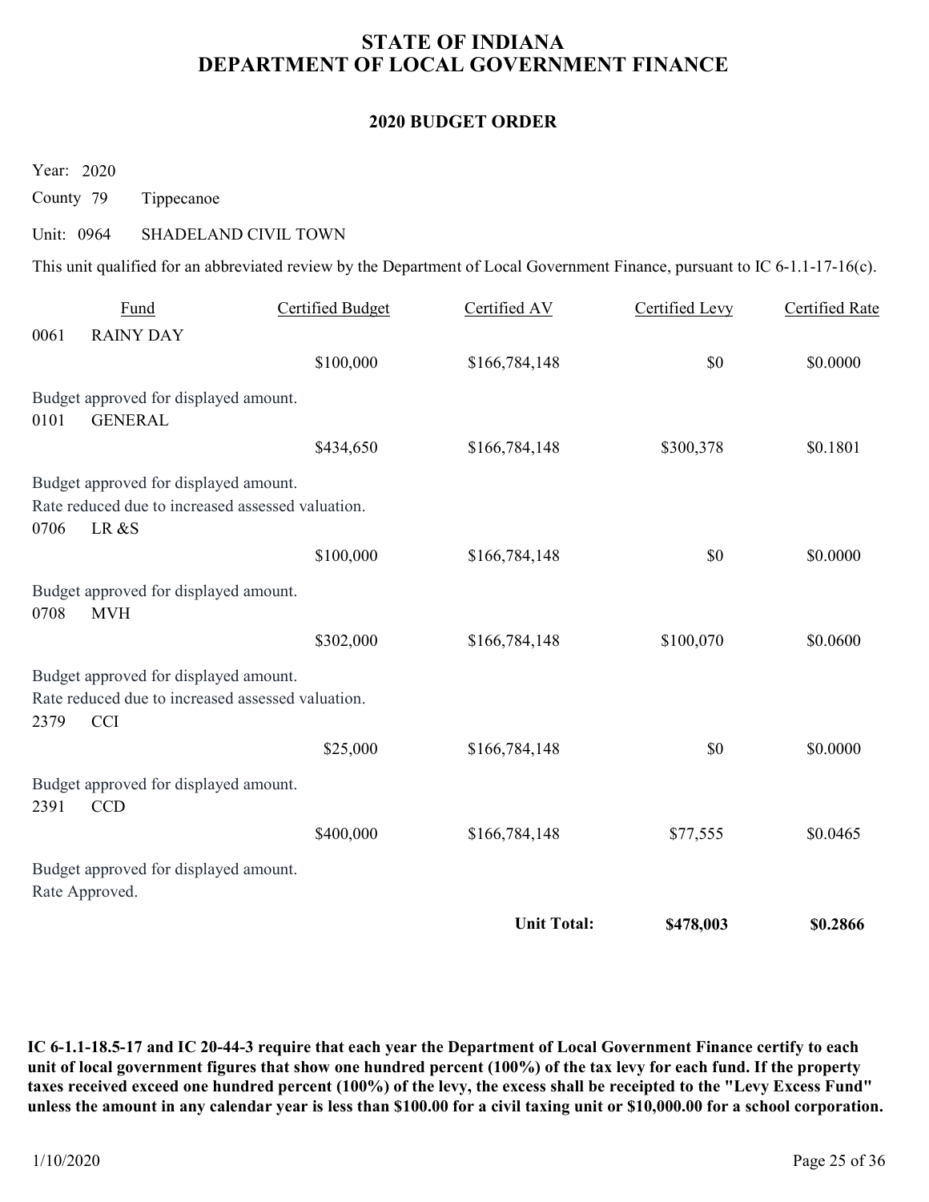# STATE OF INDIANA
# DEPARTMENT OF LOCAL GOVERNMENT FINANCE

## 2020 BUDGET ORDER

Year: 2020

County 79 Tippecanoe

Unit: 0964 SHADELAND CIVIL TOWN

This unit qualified for an abbreviated review by the Department of Local Government Finance, pursuant to IC 6-1.1-17-16(c).

| Fund | | Certified Budget | Certified AV | Certified Levy | Certified Rate |
|---|---|---|---|---|---|
| 0061 | RAINY DAY | $100,000 | $166,784,148 | $0 | $0.0000 |
| Budget approved for displayed amount. | | | | | |
| 0101 | GENERAL | $434,650 | $166,784,148 | $300,378 | $0.1801 |
| Budget approved for displayed amount. Rate reduced due to increased assessed valuation. | | | | | |
| 0706 | LR &S | $100,000 | $166,784,148 | $0 | $0.0000 |
| Budget approved for displayed amount. | | | | | |
| 0708 | MVH | $302,000 | $166,784,148 | $100,070 | $0.0600 |
| Budget approved for displayed amount. Rate reduced due to increased assessed valuation. | | | | | |
| 2379 | CCI | $25,000 | $166,784,148 | $0 | $0.0000 |
| Budget approved for displayed amount. | | | | | |
| 2391 | CCD | $400,000 | $166,784,148 | $77,555 | $0.0465 |
| Budget approved for displayed amount. Rate Approved. | | | | | |
| | | | **Unit Total:** | **$478,003** | **$0.2866** |

**IC 6-1.1-18.5-17 and IC 20-44-3 require that each year the Department of Local Government Finance certify to each unit of local government figures that show one hundred percent (100%) of the tax levy for each fund. If the property taxes received exceed one hundred percent (100%) of the levy, the excess shall be receipted to the "Levy Excess Fund" unless the amount in any calendar year is less than $100.00 for a civil taxing unit or $10,000.00 for a school corporation.**

1/10/2020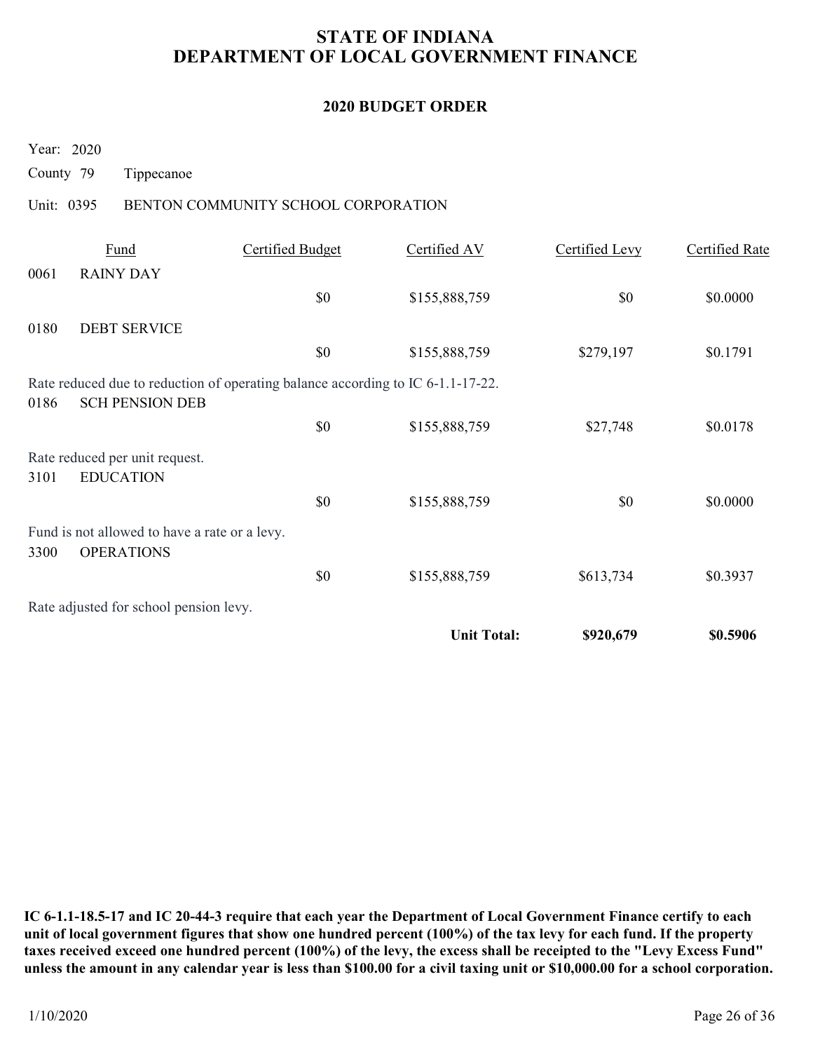# STATE OF INDIANA
# DEPARTMENT OF LOCAL GOVERNMENT FINANCE

## 2020 BUDGET ORDER

Year: 2020

County 79 Tippecanoe

Unit: 0395 BENTON COMMUNITY SCHOOL CORPORATION

| Fund | | Certified Budget | Certified AV | Certified Levy | Certified Rate |
|---|---|---|---|---|---|
| 0061 | RAINY DAY | $0 | $155,888,759 | $0 | $0.0000 |
| 0180 | DEBT SERVICE | $0 | $155,888,759 | $279,197 | $0.1791 |
| Rate reduced due to reduction of operating balance according to IC 6-1.1-17-22. | | | | | |
| 0186 | SCH PENSION DEB | $0 | $155,888,759 | $27,748 | $0.0178 |
| Rate reduced per unit request. | | | | | |
| 3101 | EDUCATION | $0 | $155,888,759 | $0 | $0.0000 |
| Fund is not allowed to have a rate or a levy. | | | | | |
| 3300 | OPERATIONS | $0 | $155,888,759 | $613,734 | $0.3937 |
| Rate adjusted for school pension levy. | | | | | |
| | | | **Unit Total:** | **$920,679** | **$0.5906** |

**IC 6-1.1-18.5-17 and IC 20-44-3 require that each year the Department of Local Government Finance certify to each unit of local government figures that show one hundred percent (100%) of the tax levy for each fund. If the property taxes received exceed one hundred percent (100%) of the levy, the excess shall be receipted to the "Levy Excess Fund" unless the amount in any calendar year is less than $100.00 for a civil taxing unit or $10,000.00 for a school corporation.**

1/10/2020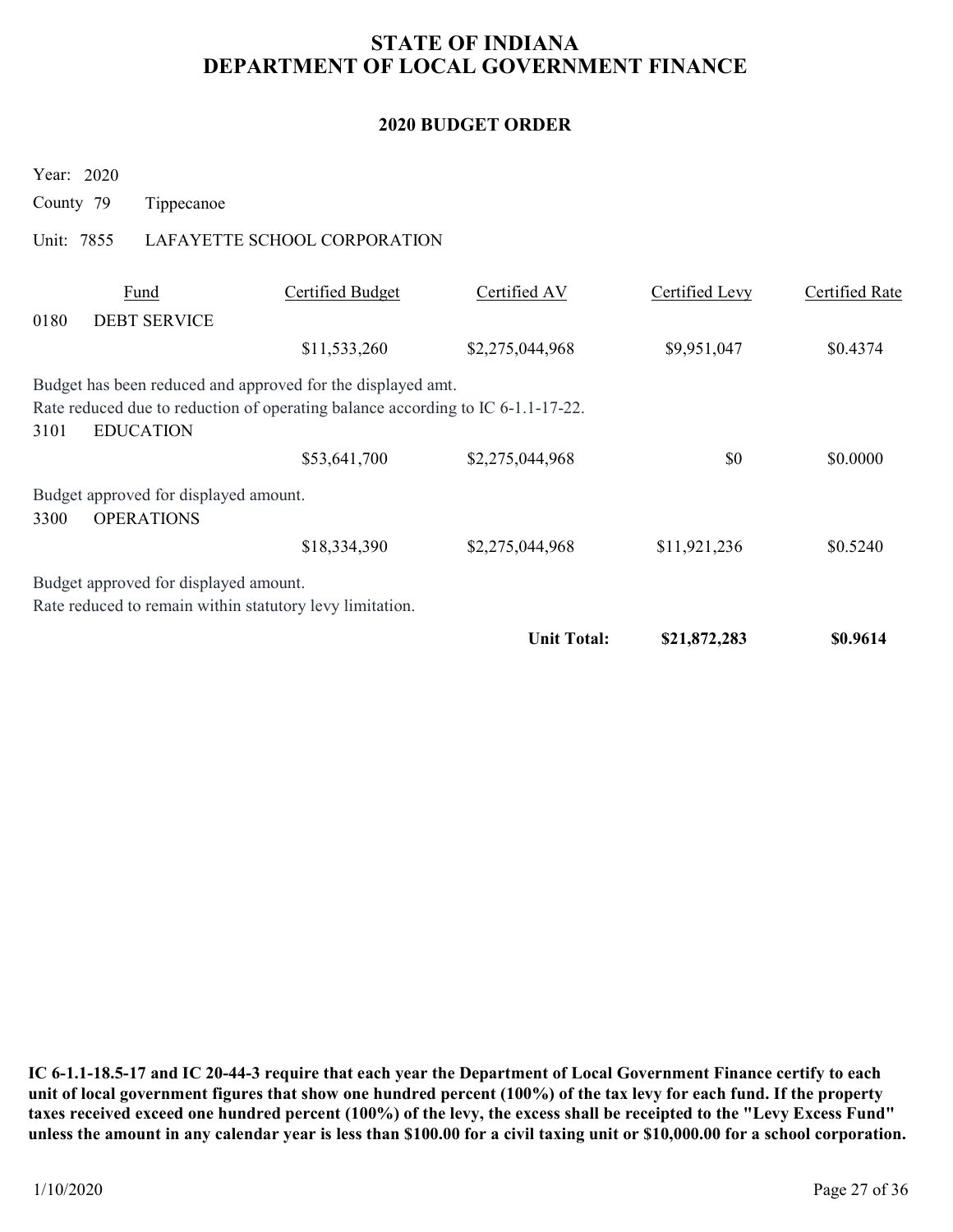# STATE OF INDIANA
# DEPARTMENT OF LOCAL GOVERNMENT FINANCE

## 2020 BUDGET ORDER

Year: 2020

County 79 Tippecanoe

Unit: 7855 LAFAYETTE SCHOOL CORPORATION

| Fund | | Certified Budget | Certified AV | Certified Levy | Certified Rate |
|---|---|---|---|---|---|
| 0180 | DEBT SERVICE | | | | |
| | | $11,533,260 | $2,275,044,968 | $9,951,047 | $0.4374 |

Budget has been reduced and approved for the displayed amt.
Rate reduced due to reduction of operating balance according to IC 6-1.1-17-22.

| Fund | | Certified Budget | Certified AV | Certified Levy | Certified Rate |
|---|---|---|---|---|---|
| 3101 | EDUCATION | | | | |
| | | $53,641,700 | $2,275,044,968 | $0 | $0.0000 |

Budget approved for displayed amount.

| Fund | | Certified Budget | Certified AV | Certified Levy | Certified Rate |
|---|---|---|---|---|---|
| 3300 | OPERATIONS | | | | |
| | | $18,334,390 | $2,275,044,968 | $11,921,236 | $0.5240 |

Budget approved for displayed amount.
Rate reduced to remain within statutory levy limitation.

| | | | **Unit Total:** | **$21,872,283** | **$0.9614** |
|---|---|---|---|---|---|

**IC 6-1.1-18.5-17 and IC 20-44-3 require that each year the Department of Local Government Finance certify to each unit of local government figures that show one hundred percent (100%) of the tax levy for each fund. If the property taxes received exceed one hundred percent (100%) of the levy, the excess shall be receipted to the "Levy Excess Fund" unless the amount in any calendar year is less than $100.00 for a civil taxing unit or $10,000.00 for a school corporation.**

1/10/2020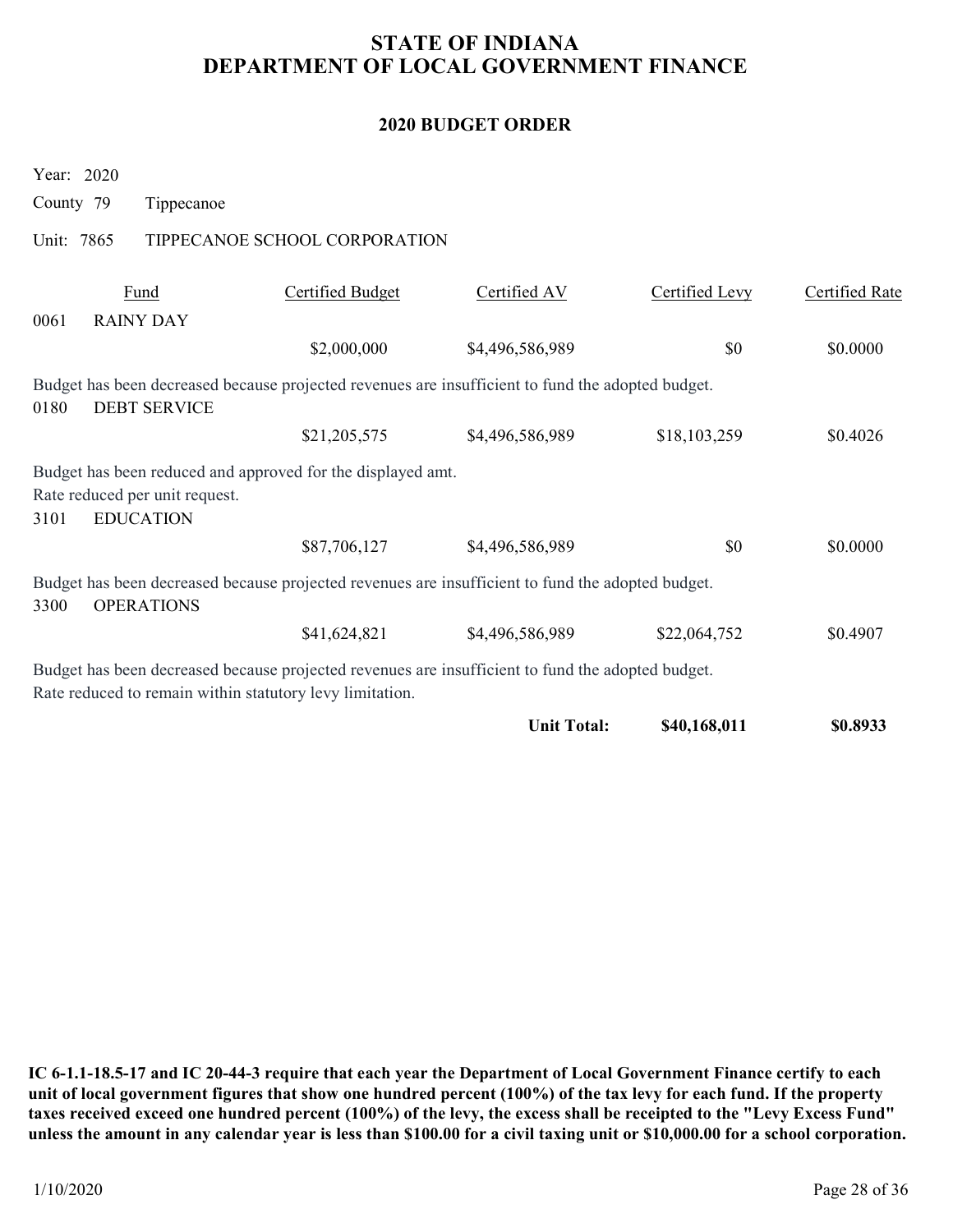# STATE OF INDIANA
# DEPARTMENT OF LOCAL GOVERNMENT FINANCE

## 2020 BUDGET ORDER

Year: 2020

County 79 Tippecanoe

Unit: 7865 TIPPECANOE SCHOOL CORPORATION

| Fund | | Certified Budget | Certified AV | Certified Levy | Certified Rate |
|---|---|---|---|---|---|
| 0061 | RAINY DAY | | | | |
| | | $2,000,000 | $4,496,586,989 | $0 | $0.0000 |

Budget has been decreased because projected revenues are insufficient to fund the adopted budget.

| Fund | | Certified Budget | Certified AV | Certified Levy | Certified Rate |
|---|---|---|---|---|---|
| 0180 | DEBT SERVICE | | | | |
| | | $21,205,575 | $4,496,586,989 | $18,103,259 | $0.4026 |

Budget has been reduced and approved for the displayed amt.
Rate reduced per unit request.

| Fund | | Certified Budget | Certified AV | Certified Levy | Certified Rate |
|---|---|---|---|---|---|
| 3101 | EDUCATION | | | | |
| | | $87,706,127 | $4,496,586,989 | $0 | $0.0000 |

Budget has been decreased because projected revenues are insufficient to fund the adopted budget.

| Fund | | Certified Budget | Certified AV | Certified Levy | Certified Rate |
|---|---|---|---|---|---|
| 3300 | OPERATIONS | | | | |
| | | $41,624,821 | $4,496,586,989 | $22,064,752 | $0.4907 |

Budget has been decreased because projected revenues are insufficient to fund the adopted budget.
Rate reduced to remain within statutory levy limitation.

| | | | | | |
|---|---|---|---|---|---|
| | | | **Unit Total:** | **$40,168,011** | **$0.8933** |

**IC 6-1.1-18.5-17 and IC 20-44-3 require that each year the Department of Local Government Finance certify to each unit of local government figures that show one hundred percent (100%) of the tax levy for each fund. If the property taxes received exceed one hundred percent (100%) of the levy, the excess shall be receipted to the "Levy Excess Fund" unless the amount in any calendar year is less than $100.00 for a civil taxing unit or $10,000.00 for a school corporation.**

1/10/2020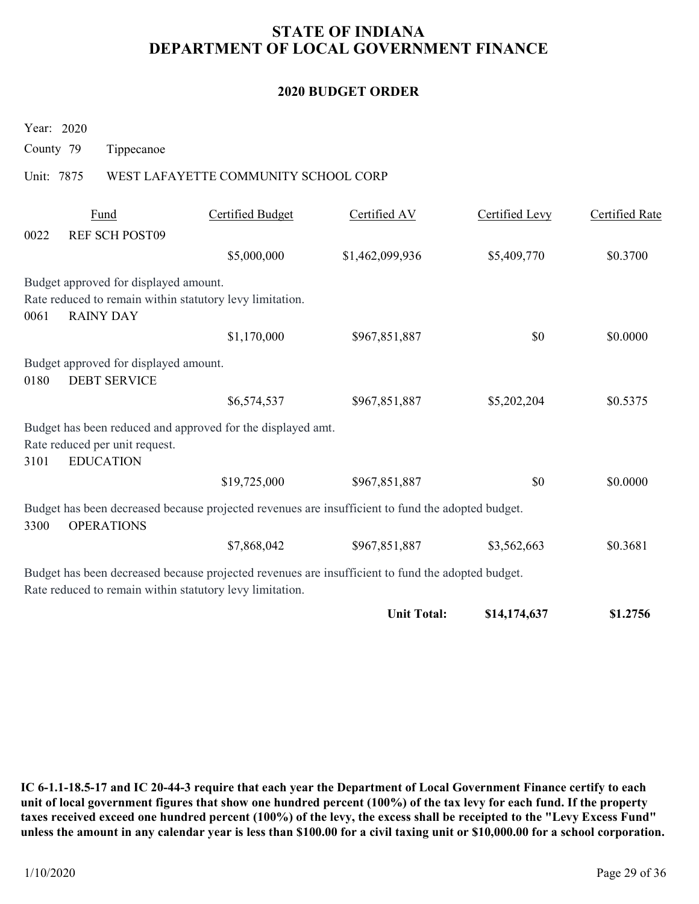# STATE OF INDIANA
# DEPARTMENT OF LOCAL GOVERNMENT FINANCE

## 2020 BUDGET ORDER

Year: 2020

County 79 Tippecanoe

Unit: 7875 WEST LAFAYETTE COMMUNITY SCHOOL CORP

| Fund | | Certified Budget | Certified AV | Certified Levy | Certified Rate |
|---|---|---|---|---|---|
| 0022 | REF SCH POST09 | | | | |
| | | $5,000,000 | $1,462,099,936 | $5,409,770 | $0.3700 |

Budget approved for displayed amount.
Rate reduced to remain within statutory levy limitation.

| Fund | | Certified Budget | Certified AV | Certified Levy | Certified Rate |
|---|---|---|---|---|---|
| 0061 | RAINY DAY | | | | |
| | | $1,170,000 | $967,851,887 | $0 | $0.0000 |

Budget approved for displayed amount.

| Fund | | Certified Budget | Certified AV | Certified Levy | Certified Rate |
|---|---|---|---|---|---|
| 0180 | DEBT SERVICE | | | | |
| | | $6,574,537 | $967,851,887 | $5,202,204 | $0.5375 |

Budget has been reduced and approved for the displayed amt.
Rate reduced per unit request.

| Fund | | Certified Budget | Certified AV | Certified Levy | Certified Rate |
|---|---|---|---|---|---|
| 3101 | EDUCATION | | | | |
| | | $19,725,000 | $967,851,887 | $0 | $0.0000 |

Budget has been decreased because projected revenues are insufficient to fund the adopted budget.

| Fund | | Certified Budget | Certified AV | Certified Levy | Certified Rate |
|---|---|---|---|---|---|
| 3300 | OPERATIONS | | | | |
| | | $7,868,042 | $967,851,887 | $3,562,663 | $0.3681 |

Budget has been decreased because projected revenues are insufficient to fund the adopted budget.
Rate reduced to remain within statutory levy limitation.

| | | | | Certified Levy | Certified Rate |
|---|---|---|---|---|---|
| | | | **Unit Total:** | **$14,174,637** | **$1.2756** |

**IC 6-1.1-18.5-17 and IC 20-44-3 require that each year the Department of Local Government Finance certify to each unit of local government figures that show one hundred percent (100%) of the tax levy for each fund. If the property taxes received exceed one hundred percent (100%) of the levy, the excess shall be receipted to the "Levy Excess Fund" unless the amount in any calendar year is less than $100.00 for a civil taxing unit or $10,000.00 for a school corporation.**

1/10/2020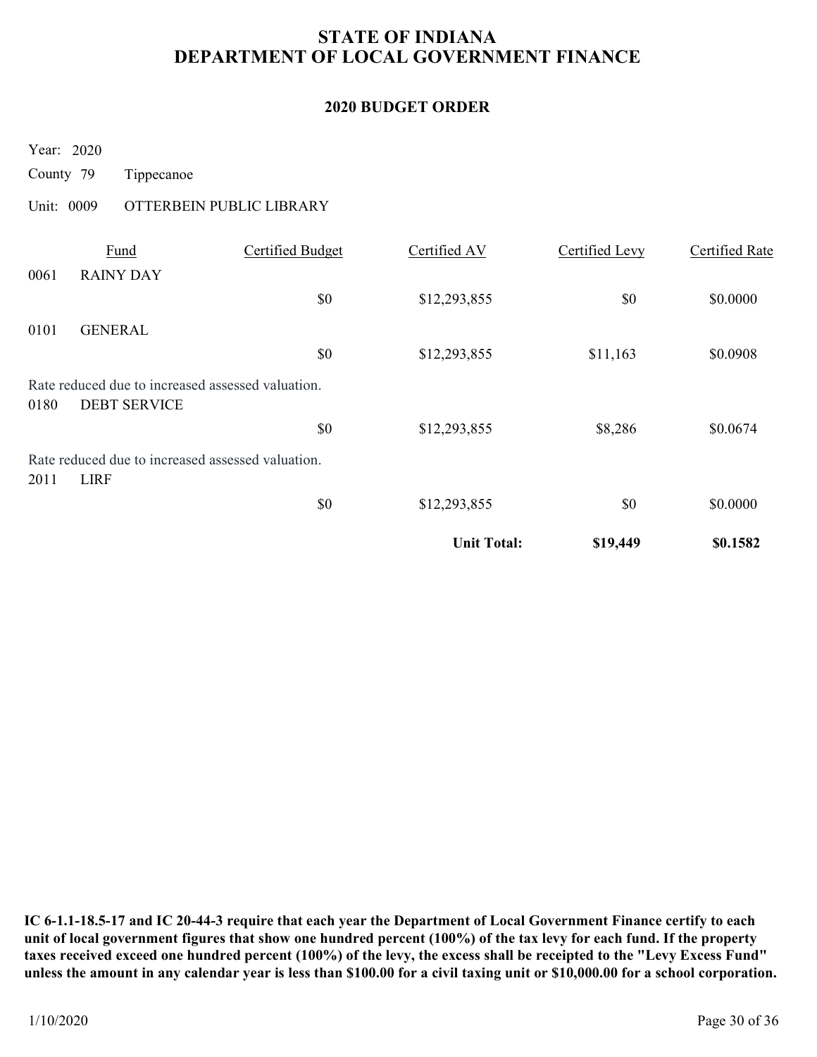# STATE OF INDIANA
# DEPARTMENT OF LOCAL GOVERNMENT FINANCE

## 2020 BUDGET ORDER

Year: 2020

County 79 Tippecanoe

Unit: 0009 OTTERBEIN PUBLIC LIBRARY

| Fund | | Certified Budget | Certified AV | Certified Levy | Certified Rate |
|---|---|---|---|---|---|
| 0061 | RAINY DAY | | | | |
| | | $0 | $12,293,855 | $0 | $0.0000 |
| 0101 | GENERAL | | | | |
| | | $0 | $12,293,855 | $11,163 | $0.0908 |
| Rate reduced due to increased assessed valuation. | | | | | |
| 0180 | DEBT SERVICE | | | | |
| | | $0 | $12,293,855 | $8,286 | $0.0674 |
| Rate reduced due to increased assessed valuation. | | | | | |
| 2011 | LIRF | | | | |
| | | $0 | $12,293,855 | $0 | $0.0000 |
| | | | **Unit Total:** | **$19,449** | **$0.1582** |

**IC 6-1.1-18.5-17 and IC 20-44-3 require that each year the Department of Local Government Finance certify to each unit of local government figures that show one hundred percent (100%) of the tax levy for each fund. If the property taxes received exceed one hundred percent (100%) of the levy, the excess shall be receipted to the "Levy Excess Fund" unless the amount in any calendar year is less than $100.00 for a civil taxing unit or $10,000.00 for a school corporation.**

1/10/2020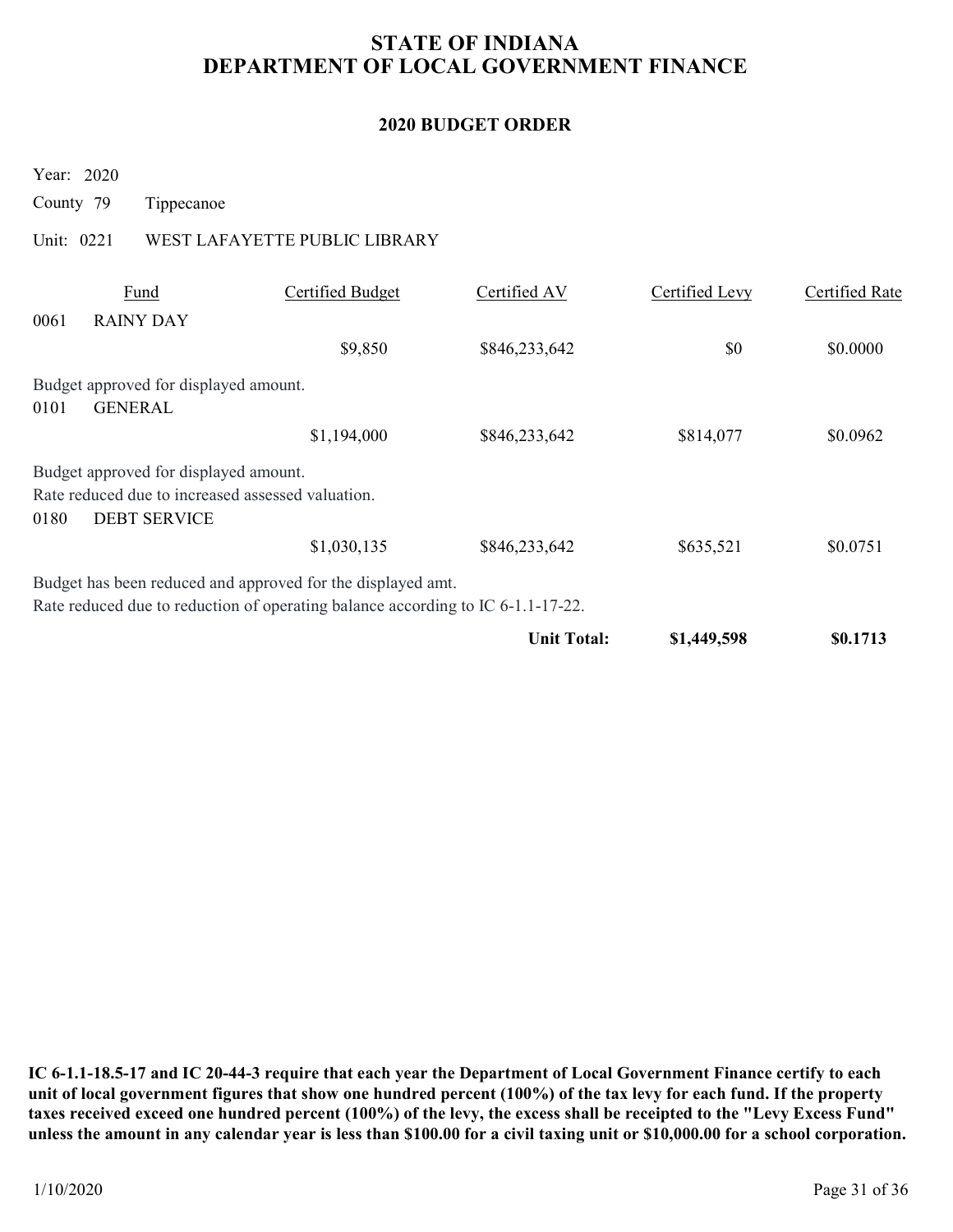# STATE OF INDIANA
# DEPARTMENT OF LOCAL GOVERNMENT FINANCE

## 2020 BUDGET ORDER

Year: 2020

County 79 Tippecanoe

Unit: 0221 WEST LAFAYETTE PUBLIC LIBRARY

| Fund | | Certified Budget | Certified AV | Certified Levy | Certified Rate |
|---|---|---|---|---|---|
| 0061 | RAINY DAY | | | | |
| | | $9,850 | $846,233,642 | $0 | $0.0000 |

Budget approved for displayed amount.

| Fund | | Certified Budget | Certified AV | Certified Levy | Certified Rate |
|---|---|---|---|---|---|
| 0101 | GENERAL | | | | |
| | | $1,194,000 | $846,233,642 | $814,077 | $0.0962 |

Budget approved for displayed amount.
Rate reduced due to increased assessed valuation.

| Fund | | Certified Budget | Certified AV | Certified Levy | Certified Rate |
|---|---|---|---|---|---|
| 0180 | DEBT SERVICE | | | | |
| | | $1,030,135 | $846,233,642 | $635,521 | $0.0751 |

Budget has been reduced and approved for the displayed amt.
Rate reduced due to reduction of operating balance according to IC 6-1.1-17-22.

| | | | | Certified Levy | Certified Rate |
|---|---|---|---|---|---|
| | | | **Unit Total:** | **$1,449,598** | **$0.1713** |

**IC 6-1.1-18.5-17 and IC 20-44-3 require that each year the Department of Local Government Finance certify to each unit of local government figures that show one hundred percent (100%) of the tax levy for each fund. If the property taxes received exceed one hundred percent (100%) of the levy, the excess shall be receipted to the "Levy Excess Fund" unless the amount in any calendar year is less than $100.00 for a civil taxing unit or $10,000.00 for a school corporation.**

1/10/2020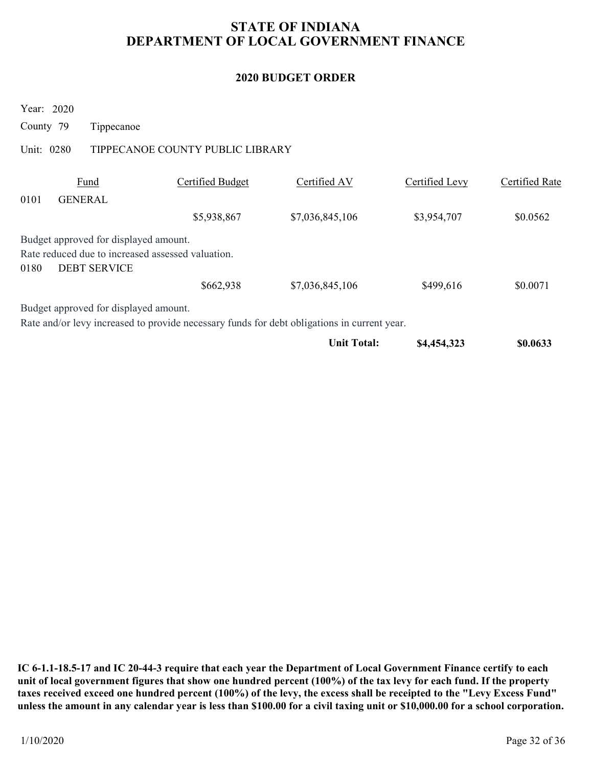# STATE OF INDIANA
# DEPARTMENT OF LOCAL GOVERNMENT FINANCE

## 2020 BUDGET ORDER

Year: 2020

County 79 Tippecanoe

Unit: 0280 TIPPECANOE COUNTY PUBLIC LIBRARY

| Fund | | Certified Budget | Certified AV | Certified Levy | Certified Rate |
|---|---|---|---|---|---|
| 0101 | GENERAL | | | | |
| | | $5,938,867 | $7,036,845,106 | $3,954,707 | $0.0562 |
| Budget approved for displayed amount. | | | | | |
| Rate reduced due to increased assessed valuation. | | | | | |
| 0180 | DEBT SERVICE | | | | |
| | | $662,938 | $7,036,845,106 | $499,616 | $0.0071 |
| Budget approved for displayed amount. | | | | | |
| Rate and/or levy increased to provide necessary funds for debt obligations in current year. | | | | | |
| | | | **Unit Total:** | **$4,454,323** | **$0.0633** |

**IC 6-1.1-18.5-17 and IC 20-44-3 require that each year the Department of Local Government Finance certify to each unit of local government figures that show one hundred percent (100%) of the tax levy for each fund. If the property taxes received exceed one hundred percent (100%) of the levy, the excess shall be receipted to the "Levy Excess Fund" unless the amount in any calendar year is less than $100.00 for a civil taxing unit or $10,000.00 for a school corporation.**

1/10/2020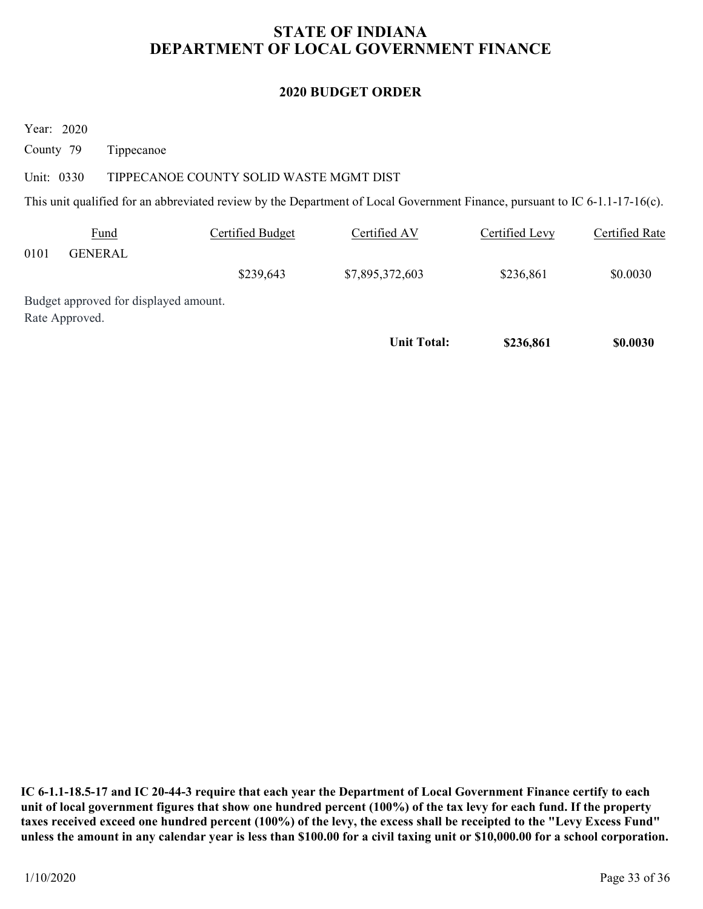# STATE OF INDIANA
# DEPARTMENT OF LOCAL GOVERNMENT FINANCE

## 2020 BUDGET ORDER

Year: 2020

County 79 Tippecanoe

Unit: 0330 TIPPECANOE COUNTY SOLID WASTE MGMT DIST

This unit qualified for an abbreviated review by the Department of Local Government Finance, pursuant to IC 6-1.1-17-16(c).

| Fund | Certified Budget | Certified AV | Certified Levy | Certified Rate |
|---|---|---|---|---|
| 0101 GENERAL | $239,643 | $7,895,372,603 | $236,861 | $0.0030 |
| Budget approved for displayed amount. Rate Approved. | | | | |
| | | **Unit Total:** | **$236,861** | **$0.0030** |

**IC 6-1.1-18.5-17 and IC 20-44-3 require that each year the Department of Local Government Finance certify to each unit of local government figures that show one hundred percent (100%) of the tax levy for each fund. If the property taxes received exceed one hundred percent (100%) of the levy, the excess shall be receipted to the "Levy Excess Fund" unless the amount in any calendar year is less than $100.00 for a civil taxing unit or $10,000.00 for a school corporation.**

1/10/2020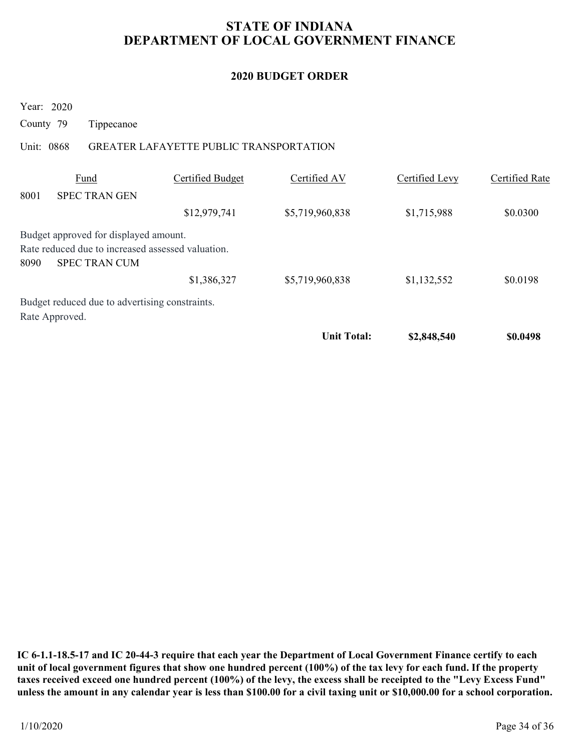# STATE OF INDIANA
# DEPARTMENT OF LOCAL GOVERNMENT FINANCE

## 2020 BUDGET ORDER

Year: 2020

County 79 Tippecanoe

Unit: 0868 GREATER LAFAYETTE PUBLIC TRANSPORTATION

| Fund | | Certified Budget | Certified AV | Certified Levy | Certified Rate |
|---|---|---|---|---|---|
| 8001 | SPEC TRAN GEN | | | | |
| | | $12,979,741 | $5,719,960,838 | $1,715,988 | $0.0300 |

Budget approved for displayed amount.
Rate reduced due to increased assessed valuation.

| Fund | | Certified Budget | Certified AV | Certified Levy | Certified Rate |
|---|---|---|---|---|---|
| 8090 | SPEC TRAN CUM | | | | |
| | | $1,386,327 | $5,719,960,838 | $1,132,552 | $0.0198 |

Budget reduced due to advertising constraints.
Rate Approved.

| | | | | Certified Levy | Certified Rate |
|---|---|---|---|---|---|
| | | | **Unit Total:** | **$2,848,540** | **$0.0498** |

**IC 6-1.1-18.5-17 and IC 20-44-3 require that each year the Department of Local Government Finance certify to each unit of local government figures that show one hundred percent (100%) of the tax levy for each fund. If the property taxes received exceed one hundred percent (100%) of the levy, the excess shall be receipted to the "Levy Excess Fund" unless the amount in any calendar year is less than $100.00 for a civil taxing unit or $10,000.00 for a school corporation.**

1/10/2020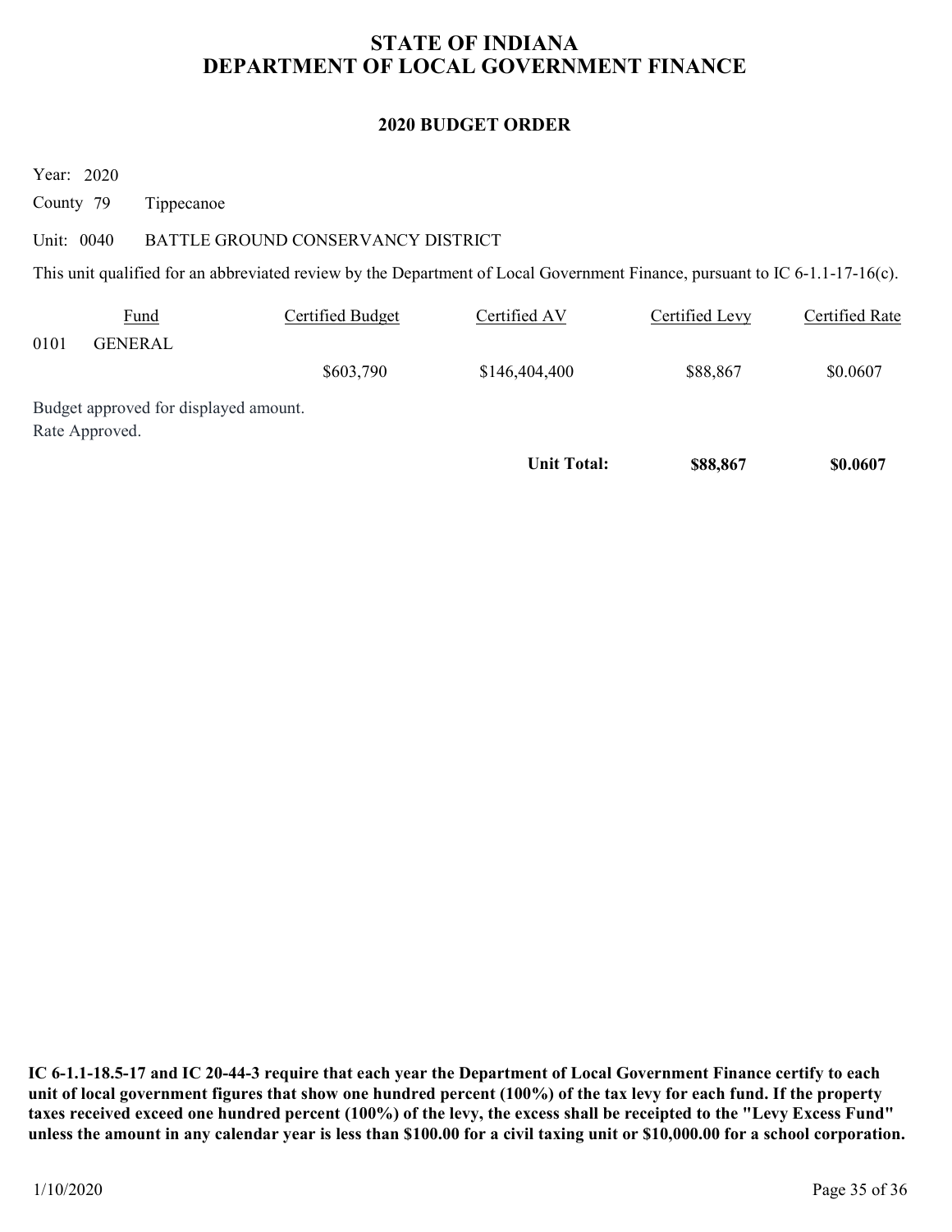# STATE OF INDIANA
# DEPARTMENT OF LOCAL GOVERNMENT FINANCE

## 2020 BUDGET ORDER

Year: 2020

County 79 Tippecanoe

Unit: 0040 BATTLE GROUND CONSERVANCY DISTRICT

This unit qualified for an abbreviated review by the Department of Local Government Finance, pursuant to IC 6-1.1-17-16(c).

| Fund | Certified Budget | Certified AV | Certified Levy | Certified Rate |
|---|---|---|---|---|
| 0101 GENERAL | | | | |
| | $603,790 | $146,404,400 | $88,867 | $0.0607 |

Budget approved for displayed amount.
Rate Approved.

| | | **Unit Total:** | **$88,867** | **$0.0607** |
|---|---|---|---|---|

**IC 6-1.1-18.5-17 and IC 20-44-3 require that each year the Department of Local Government Finance certify to each unit of local government figures that show one hundred percent (100%) of the tax levy for each fund. If the property taxes received exceed one hundred percent (100%) of the levy, the excess shall be receipted to the "Levy Excess Fund" unless the amount in any calendar year is less than $100.00 for a civil taxing unit or $10,000.00 for a school corporation.**

1/10/2020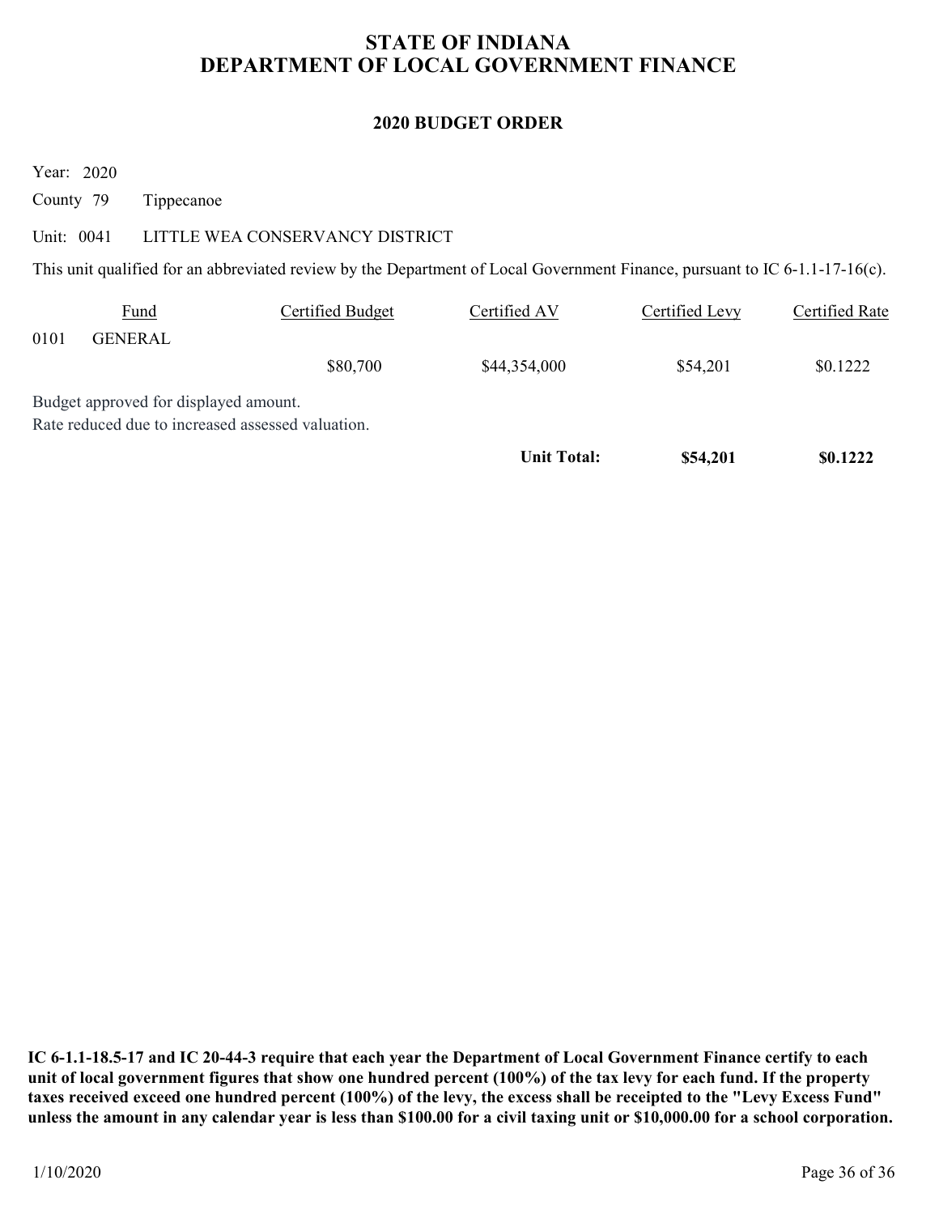# STATE OF INDIANA
# DEPARTMENT OF LOCAL GOVERNMENT FINANCE

## 2020 BUDGET ORDER

Year: 2020

County 79 Tippecanoe

Unit: 0041 LITTLE WEA CONSERVANCY DISTRICT

This unit qualified for an abbreviated review by the Department of Local Government Finance, pursuant to IC 6-1.1-17-16(c).

| Fund | | Certified Budget | Certified AV | Certified Levy | Certified Rate |
|---|---|---|---|---|---|
| 0101 | GENERAL | | | | |
| | | $80,700 | $44,354,000 | $54,201 | $0.1222 |

Budget approved for displayed amount.
Rate reduced due to increased assessed valuation.

| | | | | | |
|---|---|---|---|---|---|
| | | | **Unit Total:** | **$54,201** | **$0.1222** |

**IC 6-1.1-18.5-17 and IC 20-44-3 require that each year the Department of Local Government Finance certify to each unit of local government figures that show one hundred percent (100%) of the tax levy for each fund. If the property taxes received exceed one hundred percent (100%) of the levy, the excess shall be receipted to the "Levy Excess Fund" unless the amount in any calendar year is less than $100.00 for a civil taxing unit or $10,000.00 for a school corporation.**

1/10/2020